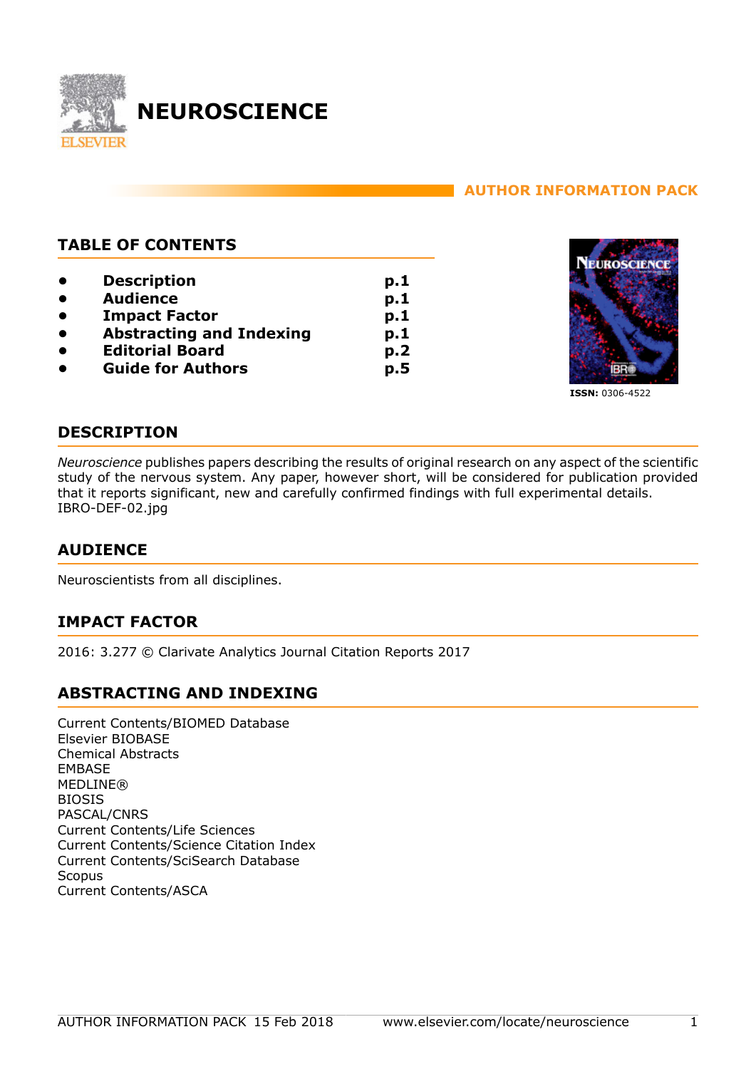# NEUROSCIENCE

AUTHOR INFORMATION PACK

## TABLE OF CONTENTS

- **Description** **p.1**
- **Audience** **p.1**
- **Impact Factor** **p.1**
- **Abstracting and Indexing** **p.1**
- **Editorial Board** **p.2**
- **Guide for Authors** **p.5**

**ISSN:** 0306-4522

## DESCRIPTION

*Neuroscience* publishes papers describing the results of original research on any aspect of the scientific study of the nervous system. Any paper, however short, will be considered for publication provided that it reports significant, new and carefully confirmed findings with full experimental details.
IBRO-DEF-02.jpg

## AUDIENCE

Neuroscientists from all disciplines.

## IMPACT FACTOR

2016: 3.277 © Clarivate Analytics Journal Citation Reports 2017

## ABSTRACTING AND INDEXING

Current Contents/BIOMED Database
Elsevier BIOBASE
Chemical Abstracts
EMBASE
MEDLINE®
BIOSIS
PASCAL/CNRS
Current Contents/Life Sciences
Current Contents/Science Citation Index
Current Contents/SciSearch Database
Scopus
Current Contents/ASCA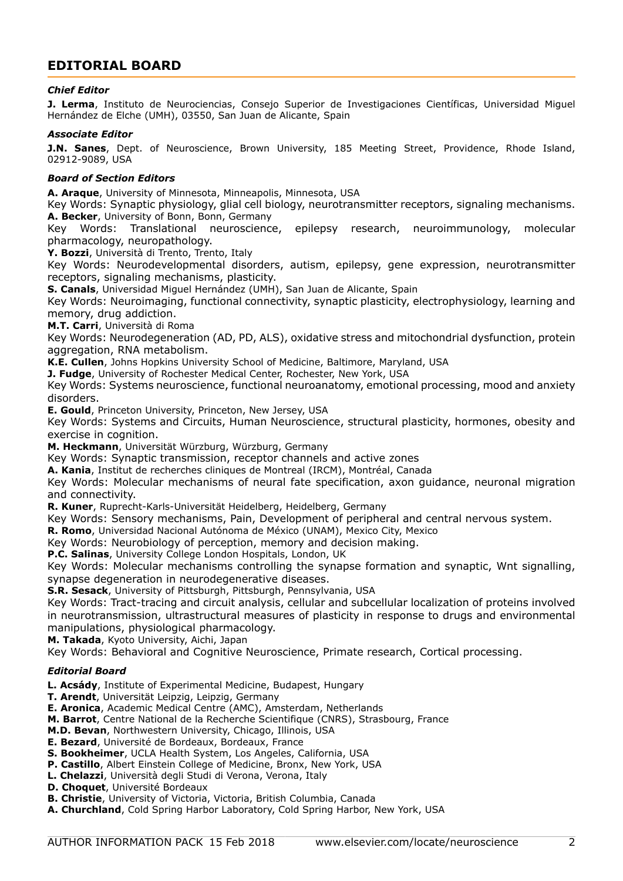# EDITORIAL BOARD

***Chief Editor***

**J. Lerma**, Instituto de Neurociencias, Consejo Superior de Investigaciones Científicas, Universidad Miguel Hernández de Elche (UMH), 03550, San Juan de Alicante, Spain

***Associate Editor***

**J.N. Sanes**, Dept. of Neuroscience, Brown University, 185 Meeting Street, Providence, Rhode Island, 02912-9089, USA

***Board of Section Editors***

**A. Araque**, University of Minnesota, Minneapolis, Minnesota, USA
Key Words: Synaptic physiology, glial cell biology, neurotransmitter receptors, signaling mechanisms.
**A. Becker**, University of Bonn, Bonn, Germany
Key Words: Translational neuroscience, epilepsy research, neuroimmunology, molecular pharmacology, neuropathology.
**Y. Bozzi**, Università di Trento, Trento, Italy
Key Words: Neurodevelopmental disorders, autism, epilepsy, gene expression, neurotransmitter receptors, signaling mechanisms, plasticity.
**S. Canals**, Universidad Miguel Hernández (UMH), San Juan de Alicante, Spain
Key Words: Neuroimaging, functional connectivity, synaptic plasticity, electrophysiology, learning and memory, drug addiction.
**M.T. Carri**, Università di Roma
Key Words: Neurodegeneration (AD, PD, ALS), oxidative stress and mitochondrial dysfunction, protein aggregation, RNA metabolism.
**K.E. Cullen**, Johns Hopkins University School of Medicine, Baltimore, Maryland, USA
**J. Fudge**, University of Rochester Medical Center, Rochester, New York, USA
Key Words: Systems neuroscience, functional neuroanatomy, emotional processing, mood and anxiety disorders.
**E. Gould**, Princeton University, Princeton, New Jersey, USA
Key Words: Systems and Circuits, Human Neuroscience, structural plasticity, hormones, obesity and exercise in cognition.
**M. Heckmann**, Universität Würzburg, Würzburg, Germany
Key Words: Synaptic transmission, receptor channels and active zones
**A. Kania**, Institut de recherches cliniques de Montreal (IRCM), Montréal, Canada
Key Words: Molecular mechanisms of neural fate specification, axon guidance, neuronal migration and connectivity.
**R. Kuner**, Ruprecht-Karls-Universität Heidelberg, Heidelberg, Germany
Key Words: Sensory mechanisms, Pain, Development of peripheral and central nervous system.
**R. Romo**, Universidad Nacional Autónoma de México (UNAM), Mexico City, Mexico
Key Words: Neurobiology of perception, memory and decision making.
**P.C. Salinas**, University College London Hospitals, London, UK
Key Words: Molecular mechanisms controlling the synapse formation and synaptic, Wnt signalling, synapse degeneration in neurodegenerative diseases.
**S.R. Sesack**, University of Pittsburgh, Pittsburgh, Pennsylvania, USA
Key Words: Tract-tracing and circuit analysis, cellular and subcellular localization of proteins involved in neurotransmission, ultrastructural measures of plasticity in response to drugs and environmental manipulations, physiological pharmacology.
**M. Takada**, Kyoto University, Aichi, Japan
Key Words: Behavioral and Cognitive Neuroscience, Primate research, Cortical processing.

***Editorial Board***

**L. Acsády**, Institute of Experimental Medicine, Budapest, Hungary
**T. Arendt**, Universität Leipzig, Leipzig, Germany
**E. Aronica**, Academic Medical Centre (AMC), Amsterdam, Netherlands
**M. Barrot**, Centre National de la Recherche Scientifique (CNRS), Strasbourg, France
**M.D. Bevan**, Northwestern University, Chicago, Illinois, USA
**E. Bezard**, Université de Bordeaux, Bordeaux, France
**S. Bookheimer**, UCLA Health System, Los Angeles, California, USA
**P. Castillo**, Albert Einstein College of Medicine, Bronx, New York, USA
**L. Chelazzi**, Università degli Studi di Verona, Verona, Italy
**D. Choquet**, Université Bordeaux
**B. Christie**, University of Victoria, Victoria, British Columbia, Canada
**A. Churchland**, Cold Spring Harbor Laboratory, Cold Spring Harbor, New York, USA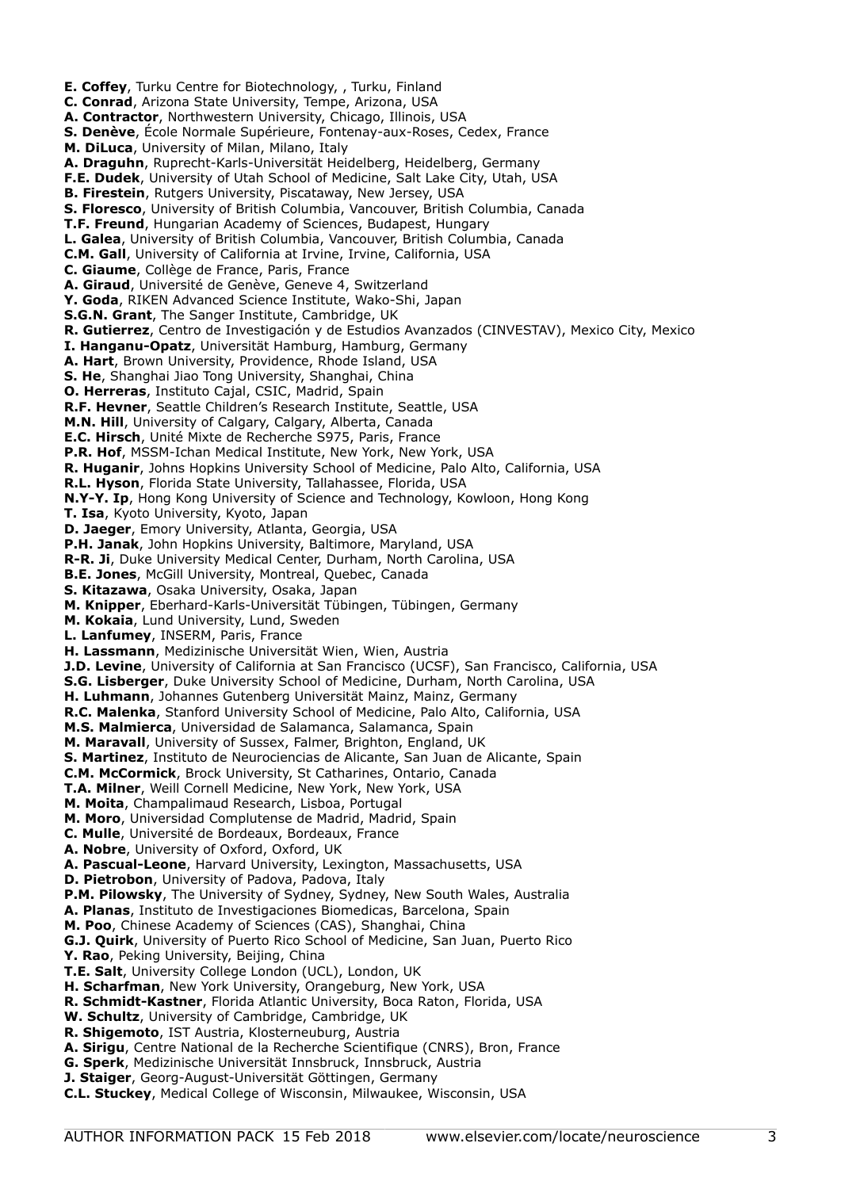**E. Coffey**, Turku Centre for Biotechnology, , Turku, Finland
**C. Conrad**, Arizona State University, Tempe, Arizona, USA
**A. Contractor**, Northwestern University, Chicago, Illinois, USA
**S. Denève**, École Normale Supérieure, Fontenay-aux-Roses, Cedex, France
**M. DiLuca**, University of Milan, Milano, Italy
**A. Draguhn**, Ruprecht-Karls-Universität Heidelberg, Heidelberg, Germany
**F.E. Dudek**, University of Utah School of Medicine, Salt Lake City, Utah, USA
**B. Firestein**, Rutgers University, Piscataway, New Jersey, USA
**S. Floresco**, University of British Columbia, Vancouver, British Columbia, Canada
**T.F. Freund**, Hungarian Academy of Sciences, Budapest, Hungary
**L. Galea**, University of British Columbia, Vancouver, British Columbia, Canada
**C.M. Gall**, University of California at Irvine, Irvine, California, USA
**C. Giaume**, Collège de France, Paris, France
**A. Giraud**, Université de Genève, Geneve 4, Switzerland
**Y. Goda**, RIKEN Advanced Science Institute, Wako-Shi, Japan
**S.G.N. Grant**, The Sanger Institute, Cambridge, UK
**R. Gutierrez**, Centro de Investigación y de Estudios Avanzados (CINVESTAV), Mexico City, Mexico
**I. Hanganu-Opatz**, Universität Hamburg, Hamburg, Germany
**A. Hart**, Brown University, Providence, Rhode Island, USA
**S. He**, Shanghai Jiao Tong University, Shanghai, China
**O. Herreras**, Instituto Cajal, CSIC, Madrid, Spain
**R.F. Hevner**, Seattle Children's Research Institute, Seattle, USA
**M.N. Hill**, University of Calgary, Calgary, Alberta, Canada
**E.C. Hirsch**, Unité Mixte de Recherche S975, Paris, France
**P.R. Hof**, MSSM-Ichan Medical Institute, New York, New York, USA
**R. Huganir**, Johns Hopkins University School of Medicine, Palo Alto, California, USA
**R.L. Hyson**, Florida State University, Tallahassee, Florida, USA
**N.Y-Y. Ip**, Hong Kong University of Science and Technology, Kowloon, Hong Kong
**T. Isa**, Kyoto University, Kyoto, Japan
**D. Jaeger**, Emory University, Atlanta, Georgia, USA
**P.H. Janak**, John Hopkins University, Baltimore, Maryland, USA
**R-R. Ji**, Duke University Medical Center, Durham, North Carolina, USA
**B.E. Jones**, McGill University, Montreal, Quebec, Canada
**S. Kitazawa**, Osaka University, Osaka, Japan
**M. Knipper**, Eberhard-Karls-Universität Tübingen, Tübingen, Germany
**M. Kokaia**, Lund University, Lund, Sweden
**L. Lanfumey**, INSERM, Paris, France
**H. Lassmann**, Medizinische Universität Wien, Wien, Austria
**J.D. Levine**, University of California at San Francisco (UCSF), San Francisco, California, USA
**S.G. Lisberger**, Duke University School of Medicine, Durham, North Carolina, USA
**H. Luhmann**, Johannes Gutenberg Universität Mainz, Mainz, Germany
**R.C. Malenka**, Stanford University School of Medicine, Palo Alto, California, USA
**M.S. Malmierca**, Universidad de Salamanca, Salamanca, Spain
**M. Maravall**, University of Sussex, Falmer, Brighton, England, UK
**S. Martinez**, Instituto de Neurociencias de Alicante, San Juan de Alicante, Spain
**C.M. McCormick**, Brock University, St Catharines, Ontario, Canada
**T.A. Milner**, Weill Cornell Medicine, New York, New York, USA
**M. Moita**, Champalimaud Research, Lisboa, Portugal
**M. Moro**, Universidad Complutense de Madrid, Madrid, Spain
**C. Mulle**, Université de Bordeaux, Bordeaux, France
**A. Nobre**, University of Oxford, Oxford, UK
**A. Pascual-Leone**, Harvard University, Lexington, Massachusetts, USA
**D. Pietrobon**, University of Padova, Padova, Italy
**P.M. Pilowsky**, The University of Sydney, Sydney, New South Wales, Australia
**A. Planas**, Instituto de Investigaciones Biomedicas, Barcelona, Spain
**M. Poo**, Chinese Academy of Sciences (CAS), Shanghai, China
**G.J. Quirk**, University of Puerto Rico School of Medicine, San Juan, Puerto Rico
**Y. Rao**, Peking University, Beijing, China
**T.E. Salt**, University College London (UCL), London, UK
**H. Scharfman**, New York University, Orangeburg, New York, USA
**R. Schmidt-Kastner**, Florida Atlantic University, Boca Raton, Florida, USA
**W. Schultz**, University of Cambridge, Cambridge, UK
**R. Shigemoto**, IST Austria, Klosterneuburg, Austria
**A. Sirigu**, Centre National de la Recherche Scientifique (CNRS), Bron, France
**G. Sperk**, Medizinische Universität Innsbruck, Innsbruck, Austria
**J. Staiger**, Georg-August-Universität Göttingen, Germany
**C.L. Stuckey**, Medical College of Wisconsin, Milwaukee, Wisconsin, USA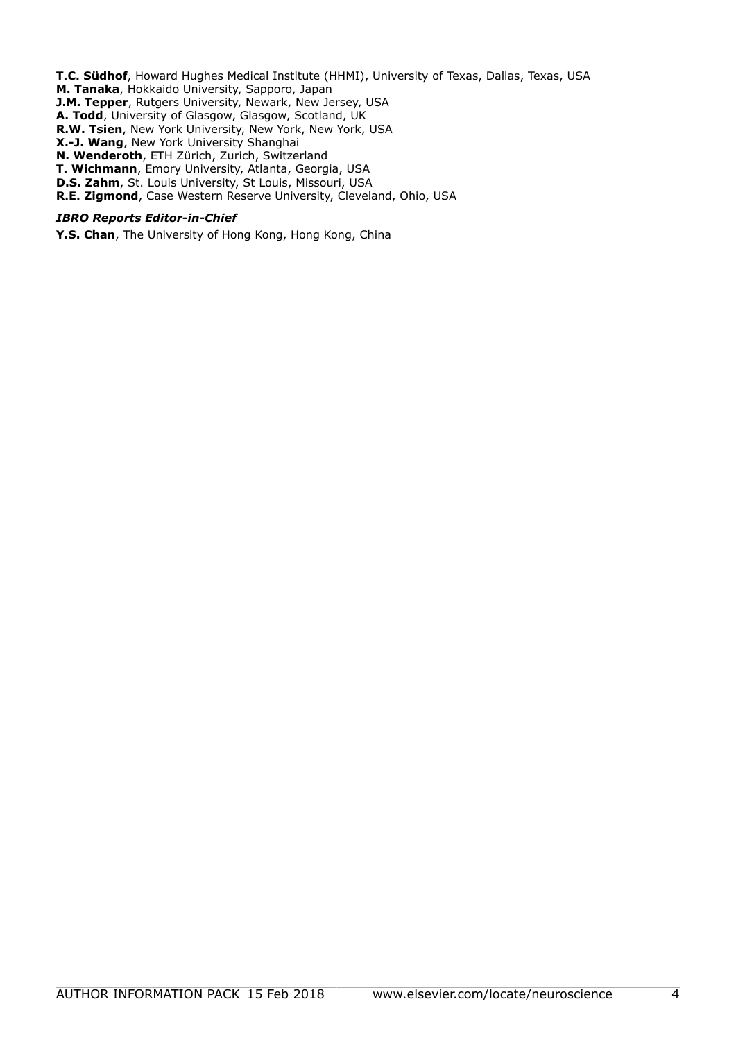**T.C. Südhof**, Howard Hughes Medical Institute (HHMI), University of Texas, Dallas, Texas, USA
**M. Tanaka**, Hokkaido University, Sapporo, Japan
**J.M. Tepper**, Rutgers University, Newark, New Jersey, USA
**A. Todd**, University of Glasgow, Glasgow, Scotland, UK
**R.W. Tsien**, New York University, New York, New York, USA
**X.-J. Wang**, New York University Shanghai
**N. Wenderoth**, ETH Zürich, Zurich, Switzerland
**T. Wichmann**, Emory University, Atlanta, Georgia, USA
**D.S. Zahm**, St. Louis University, St Louis, Missouri, USA
**R.E. Zigmond**, Case Western Reserve University, Cleveland, Ohio, USA

***IBRO Reports Editor-in-Chief***

**Y.S. Chan**, The University of Hong Kong, Hong Kong, China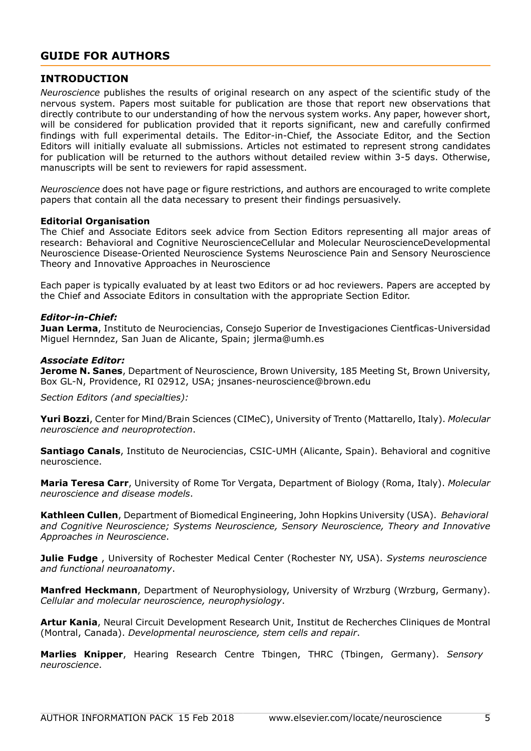## GUIDE FOR AUTHORS

## INTRODUCTION

*Neuroscience* publishes the results of original research on any aspect of the scientific study of the nervous system. Papers most suitable for publication are those that report new observations that directly contribute to our understanding of how the nervous system works. Any paper, however short, will be considered for publication provided that it reports significant, new and carefully confirmed findings with full experimental details. The Editor-in-Chief, the Associate Editor, and the Section Editors will initially evaluate all submissions. Articles not estimated to represent strong candidates for publication will be returned to the authors without detailed review within 3-5 days. Otherwise, manuscripts will be sent to reviewers for rapid assessment.

*Neuroscience* does not have page or figure restrictions, and authors are encouraged to write complete papers that contain all the data necessary to present their findings persuasively.

**Editorial Organisation**

The Chief and Associate Editors seek advice from Section Editors representing all major areas of research: Behavioral and Cognitive NeuroscienceCellular and Molecular NeuroscienceDevelopmental Neuroscience Disease-Oriented Neuroscience Systems Neuroscience Pain and Sensory Neuroscience Theory and Innovative Approaches in Neuroscience

Each paper is typically evaluated by at least two Editors or ad hoc reviewers. Papers are accepted by the Chief and Associate Editors in consultation with the appropriate Section Editor.

***Editor-in-Chief:***

**Juan Lerma**, Instituto de Neurociencias, Consejo Superior de Investigaciones Cientficas-Universidad Miguel Hernndez, San Juan de Alicante, Spain; jlerma@umh.es

***Associate Editor:***

**Jerome N. Sanes**, Department of Neuroscience, Brown University, 185 Meeting St, Brown University, Box GL-N, Providence, RI 02912, USA; jnsanes-neuroscience@brown.edu

*Section Editors (and specialties):*

**Yuri Bozzi**, Center for Mind/Brain Sciences (CIMeC), University of Trento (Mattarello, Italy). *Molecular neuroscience and neuroprotection*.

**Santiago Canals**, Instituto de Neurociencias, CSIC-UMH (Alicante, Spain). Behavioral and cognitive neuroscience.

**Maria Teresa Carr**, University of Rome Tor Vergata, Department of Biology (Roma, Italy). *Molecular neuroscience and disease models*.

**Kathleen Cullen**, Department of Biomedical Engineering, John Hopkins University (USA). *Behavioral and Cognitive Neuroscience; Systems Neuroscience, Sensory Neuroscience, Theory and Innovative Approaches in Neuroscience*.

**Julie Fudge** , University of Rochester Medical Center (Rochester NY, USA). *Systems neuroscience and functional neuroanatomy*.

**Manfred Heckmann**, Department of Neurophysiology, University of Wrzburg (Wrzburg, Germany). *Cellular and molecular neuroscience, neurophysiology*.

**Artur Kania**, Neural Circuit Development Research Unit, Institut de Recherches Cliniques de Montral (Montral, Canada). *Developmental neuroscience, stem cells and repair*.

**Marlies Knipper**, Hearing Research Centre Tbingen, THRC (Tbingen, Germany). *Sensory neuroscience*.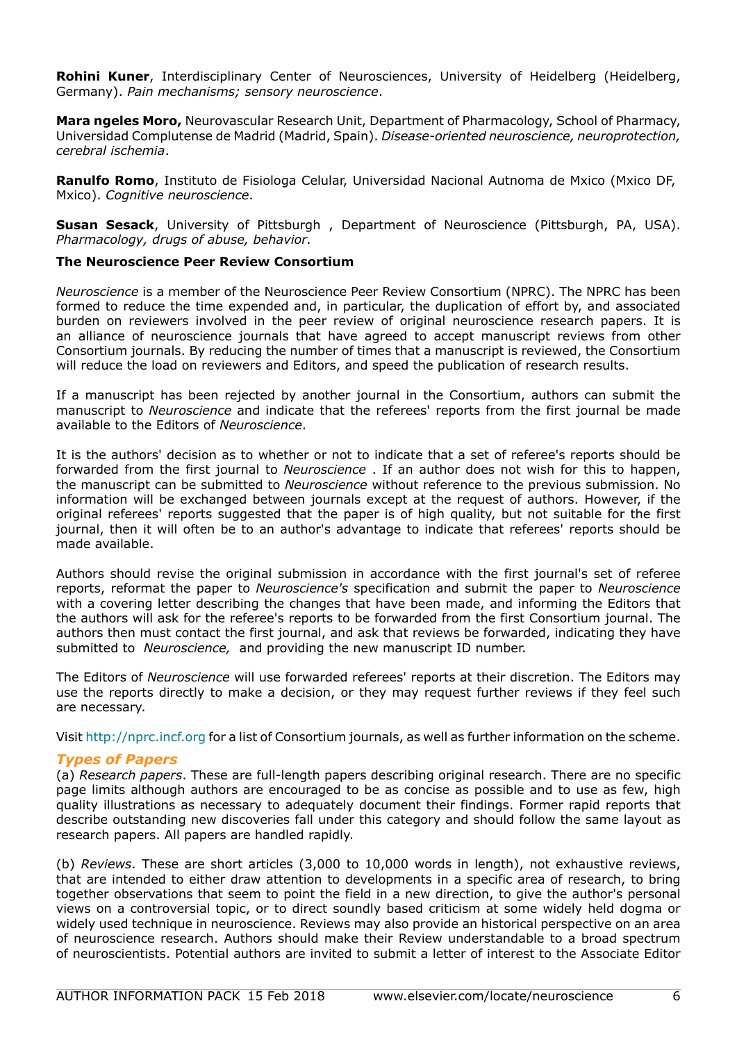**Rohini Kuner**, Interdisciplinary Center of Neurosciences, University of Heidelberg (Heidelberg, Germany). *Pain mechanisms; sensory neuroscience*.

**Mara ngeles Moro,** Neurovascular Research Unit, Department of Pharmacology, School of Pharmacy, Universidad Complutense de Madrid (Madrid, Spain). *Disease-oriented neuroscience, neuroprotection, cerebral ischemia*.

**Ranulfo Romo**, Instituto de Fisiologa Celular, Universidad Nacional Autnoma de Mxico (Mxico DF, Mxico). *Cognitive neuroscience*.

**Susan Sesack**, University of Pittsburgh , Department of Neuroscience (Pittsburgh, PA, USA). *Pharmacology, drugs of abuse, behavior.*

**The Neuroscience Peer Review Consortium**

*Neuroscience* is a member of the Neuroscience Peer Review Consortium (NPRC). The NPRC has been formed to reduce the time expended and, in particular, the duplication of effort by, and associated burden on reviewers involved in the peer review of original neuroscience research papers. It is an alliance of neuroscience journals that have agreed to accept manuscript reviews from other Consortium journals. By reducing the number of times that a manuscript is reviewed, the Consortium will reduce the load on reviewers and Editors, and speed the publication of research results.

If a manuscript has been rejected by another journal in the Consortium, authors can submit the manuscript to *Neuroscience* and indicate that the referees' reports from the first journal be made available to the Editors of *Neuroscience*.

It is the authors' decision as to whether or not to indicate that a set of referee's reports should be forwarded from the first journal to *Neuroscience* . If an author does not wish for this to happen, the manuscript can be submitted to *Neuroscience* without reference to the previous submission. No information will be exchanged between journals except at the request of authors. However, if the original referees' reports suggested that the paper is of high quality, but not suitable for the first journal, then it will often be to an author's advantage to indicate that referees' reports should be made available.

Authors should revise the original submission in accordance with the first journal's set of referee reports, reformat the paper to *Neuroscience's* specification and submit the paper to *Neuroscience* with a covering letter describing the changes that have been made, and informing the Editors that the authors will ask for the referee's reports to be forwarded from the first Consortium journal. The authors then must contact the first journal, and ask that reviews be forwarded, indicating they have submitted to *Neuroscience,* and providing the new manuscript ID number.

The Editors of *Neuroscience* will use forwarded referees' reports at their discretion. The Editors may use the reports directly to make a decision, or they may request further reviews if they feel such are necessary.

Visit http://nprc.incf.org for a list of Consortium journals, as well as further information on the scheme.

### *Types of Papers*

(a) *Research papers*. These are full-length papers describing original research. There are no specific page limits although authors are encouraged to be as concise as possible and to use as few, high quality illustrations as necessary to adequately document their findings. Former rapid reports that describe outstanding new discoveries fall under this category and should follow the same layout as research papers. All papers are handled rapidly.

(b) *Reviews*. These are short articles (3,000 to 10,000 words in length), not exhaustive reviews, that are intended to either draw attention to developments in a specific area of research, to bring together observations that seem to point the field in a new direction, to give the author's personal views on a controversial topic, or to direct soundly based criticism at some widely held dogma or widely used technique in neuroscience. Reviews may also provide an historical perspective on an area of neuroscience research. Authors should make their Review understandable to a broad spectrum of neuroscientists. Potential authors are invited to submit a letter of interest to the Associate Editor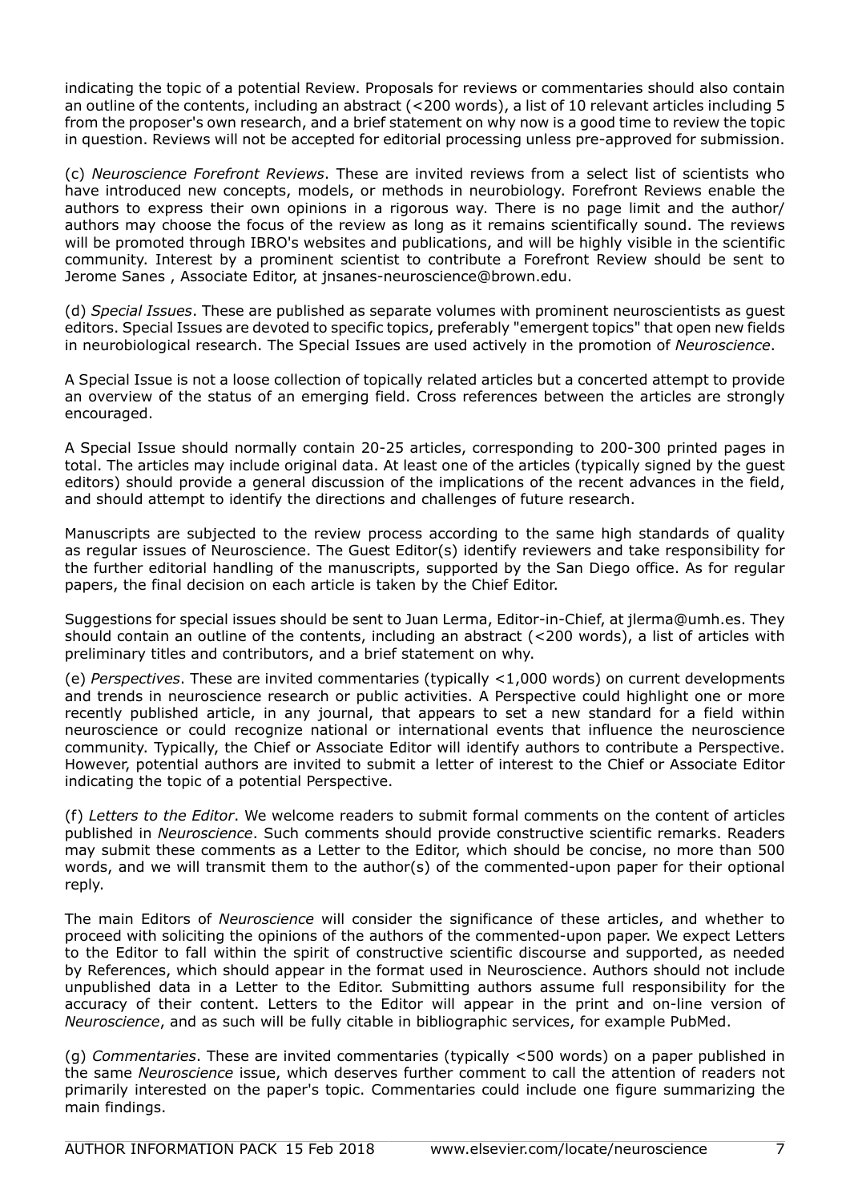indicating the topic of a potential Review. Proposals for reviews or commentaries should also contain an outline of the contents, including an abstract (<200 words), a list of 10 relevant articles including 5 from the proposer's own research, and a brief statement on why now is a good time to review the topic in question. Reviews will not be accepted for editorial processing unless pre-approved for submission.

(c) *Neuroscience Forefront Reviews*. These are invited reviews from a select list of scientists who have introduced new concepts, models, or methods in neurobiology. Forefront Reviews enable the authors to express their own opinions in a rigorous way. There is no page limit and the author/authors may choose the focus of the review as long as it remains scientifically sound. The reviews will be promoted through IBRO's websites and publications, and will be highly visible in the scientific community. Interest by a prominent scientist to contribute a Forefront Review should be sent to Jerome Sanes , Associate Editor, at jnsanes-neuroscience@brown.edu.

(d) *Special Issues*. These are published as separate volumes with prominent neuroscientists as guest editors. Special Issues are devoted to specific topics, preferably "emergent topics" that open new fields in neurobiological research. The Special Issues are used actively in the promotion of *Neuroscience*.

A Special Issue is not a loose collection of topically related articles but a concerted attempt to provide an overview of the status of an emerging field. Cross references between the articles are strongly encouraged.

A Special Issue should normally contain 20-25 articles, corresponding to 200-300 printed pages in total. The articles may include original data. At least one of the articles (typically signed by the guest editors) should provide a general discussion of the implications of the recent advances in the field, and should attempt to identify the directions and challenges of future research.

Manuscripts are subjected to the review process according to the same high standards of quality as regular issues of Neuroscience. The Guest Editor(s) identify reviewers and take responsibility for the further editorial handling of the manuscripts, supported by the San Diego office. As for regular papers, the final decision on each article is taken by the Chief Editor.

Suggestions for special issues should be sent to Juan Lerma, Editor-in-Chief, at jlerma@umh.es. They should contain an outline of the contents, including an abstract (<200 words), a list of articles with preliminary titles and contributors, and a brief statement on why.

(e) *Perspectives*. These are invited commentaries (typically <1,000 words) on current developments and trends in neuroscience research or public activities. A Perspective could highlight one or more recently published article, in any journal, that appears to set a new standard for a field within neuroscience or could recognize national or international events that influence the neuroscience community. Typically, the Chief or Associate Editor will identify authors to contribute a Perspective. However, potential authors are invited to submit a letter of interest to the Chief or Associate Editor indicating the topic of a potential Perspective.

(f) *Letters to the Editor*. We welcome readers to submit formal comments on the content of articles published in *Neuroscience*. Such comments should provide constructive scientific remarks. Readers may submit these comments as a Letter to the Editor, which should be concise, no more than 500 words, and we will transmit them to the author(s) of the commented-upon paper for their optional reply.

The main Editors of *Neuroscience* will consider the significance of these articles, and whether to proceed with soliciting the opinions of the authors of the commented-upon paper. We expect Letters to the Editor to fall within the spirit of constructive scientific discourse and supported, as needed by References, which should appear in the format used in Neuroscience. Authors should not include unpublished data in a Letter to the Editor. Submitting authors assume full responsibility for the accuracy of their content. Letters to the Editor will appear in the print and on-line version of *Neuroscience*, and as such will be fully citable in bibliographic services, for example PubMed.

(g) *Commentaries*. These are invited commentaries (typically <500 words) on a paper published in the same *Neuroscience* issue, which deserves further comment to call the attention of readers not primarily interested on the paper's topic. Commentaries could include one figure summarizing the main findings.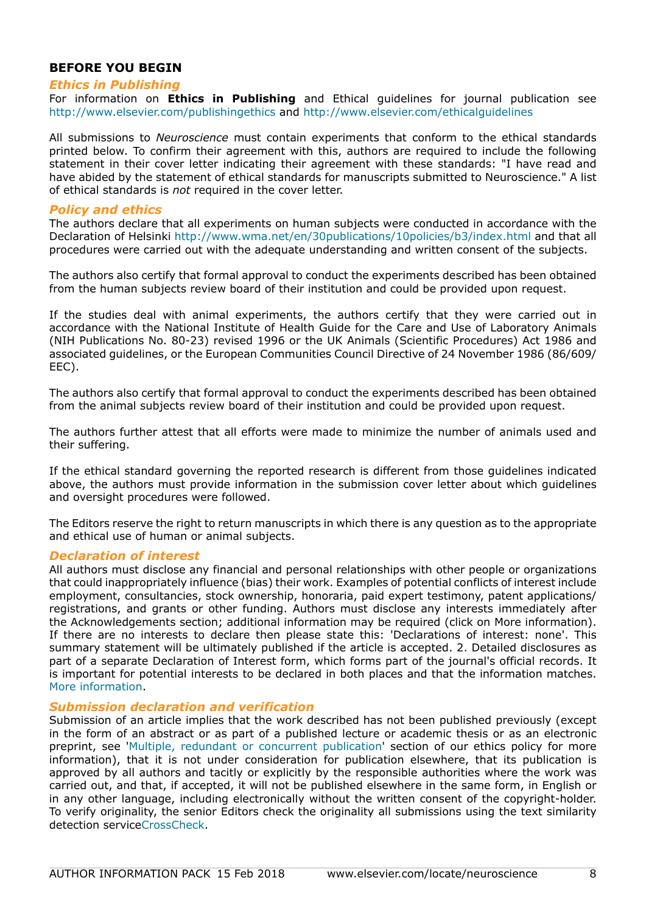## BEFORE YOU BEGIN

### *Ethics in Publishing*

For information on **Ethics in Publishing** and Ethical guidelines for journal publication see http://www.elsevier.com/publishingethics and http://www.elsevier.com/ethicalguidelines

All submissions to *Neuroscience* must contain experiments that conform to the ethical standards printed below. To confirm their agreement with this, authors are required to include the following statement in their cover letter indicating their agreement with these standards: "I have read and have abided by the statement of ethical standards for manuscripts submitted to Neuroscience." A list of ethical standards is *not* required in the cover letter.

### *Policy and ethics*

The authors declare that all experiments on human subjects were conducted in accordance with the Declaration of Helsinki http://www.wma.net/en/30publications/10policies/b3/index.html and that all procedures were carried out with the adequate understanding and written consent of the subjects.

The authors also certify that formal approval to conduct the experiments described has been obtained from the human subjects review board of their institution and could be provided upon request.

If the studies deal with animal experiments, the authors certify that they were carried out in accordance with the National Institute of Health Guide for the Care and Use of Laboratory Animals (NIH Publications No. 80-23) revised 1996 or the UK Animals (Scientific Procedures) Act 1986 and associated guidelines, or the European Communities Council Directive of 24 November 1986 (86/609/EEC).

The authors also certify that formal approval to conduct the experiments described has been obtained from the animal subjects review board of their institution and could be provided upon request.

The authors further attest that all efforts were made to minimize the number of animals used and their suffering.

If the ethical standard governing the reported research is different from those guidelines indicated above, the authors must provide information in the submission cover letter about which guidelines and oversight procedures were followed.

The Editors reserve the right to return manuscripts in which there is any question as to the appropriate and ethical use of human or animal subjects.

### *Declaration of interest*

All authors must disclose any financial and personal relationships with other people or organizations that could inappropriately influence (bias) their work. Examples of potential conflicts of interest include employment, consultancies, stock ownership, honoraria, paid expert testimony, patent applications/registrations, and grants or other funding. Authors must disclose any interests immediately after the Acknowledgements section; additional information may be required (click on More information). If there are no interests to declare then please state this: 'Declarations of interest: none'. This summary statement will be ultimately published if the article is accepted. 2. Detailed disclosures as part of a separate Declaration of Interest form, which forms part of the journal's official records. It is important for potential interests to be declared in both places and that the information matches. More information.

### *Submission declaration and verification*

Submission of an article implies that the work described has not been published previously (except in the form of an abstract or as part of a published lecture or academic thesis or as an electronic preprint, see 'Multiple, redundant or concurrent publication' section of our ethics policy for more information), that it is not under consideration for publication elsewhere, that its publication is approved by all authors and tacitly or explicitly by the responsible authorities where the work was carried out, and that, if accepted, it will not be published elsewhere in the same form, in English or in any other language, including electronically without the written consent of the copyright-holder. To verify originality, the senior Editors check the originality all submissions using the text similarity detection serviceCrossCheck.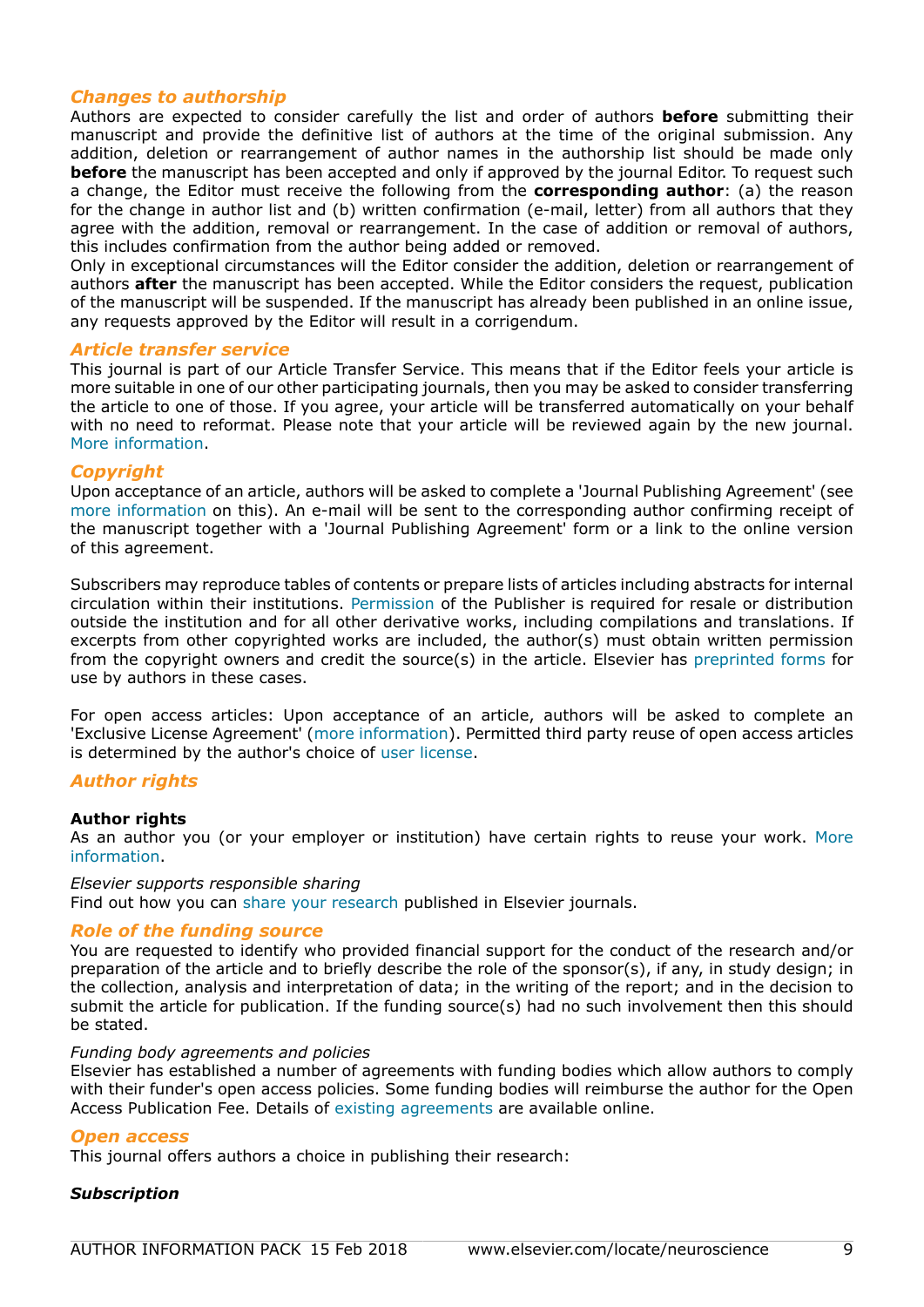### *Changes to authorship*

Authors are expected to consider carefully the list and order of authors **before** submitting their manuscript and provide the definitive list of authors at the time of the original submission. Any addition, deletion or rearrangement of author names in the authorship list should be made only **before** the manuscript has been accepted and only if approved by the journal Editor. To request such a change, the Editor must receive the following from the **corresponding author**: (a) the reason for the change in author list and (b) written confirmation (e-mail, letter) from all authors that they agree with the addition, removal or rearrangement. In the case of addition or removal of authors, this includes confirmation from the author being added or removed.

Only in exceptional circumstances will the Editor consider the addition, deletion or rearrangement of authors **after** the manuscript has been accepted. While the Editor considers the request, publication of the manuscript will be suspended. If the manuscript has already been published in an online issue, any requests approved by the Editor will result in a corrigendum.

### *Article transfer service*

This journal is part of our Article Transfer Service. This means that if the Editor feels your article is more suitable in one of our other participating journals, then you may be asked to consider transferring the article to one of those. If you agree, your article will be transferred automatically on your behalf with no need to reformat. Please note that your article will be reviewed again by the new journal. More information.

### *Copyright*

Upon acceptance of an article, authors will be asked to complete a 'Journal Publishing Agreement' (see more information on this). An e-mail will be sent to the corresponding author confirming receipt of the manuscript together with a 'Journal Publishing Agreement' form or a link to the online version of this agreement.

Subscribers may reproduce tables of contents or prepare lists of articles including abstracts for internal circulation within their institutions. Permission of the Publisher is required for resale or distribution outside the institution and for all other derivative works, including compilations and translations. If excerpts from other copyrighted works are included, the author(s) must obtain written permission from the copyright owners and credit the source(s) in the article. Elsevier has preprinted forms for use by authors in these cases.

For open access articles: Upon acceptance of an article, authors will be asked to complete an 'Exclusive License Agreement' (more information). Permitted third party reuse of open access articles is determined by the author's choice of user license.

### *Author rights*

**Author rights**

As an author you (or your employer or institution) have certain rights to reuse your work. More information.

*Elsevier supports responsible sharing*

Find out how you can share your research published in Elsevier journals.

### *Role of the funding source*

You are requested to identify who provided financial support for the conduct of the research and/or preparation of the article and to briefly describe the role of the sponsor(s), if any, in study design; in the collection, analysis and interpretation of data; in the writing of the report; and in the decision to submit the article for publication. If the funding source(s) had no such involvement then this should be stated.

*Funding body agreements and policies*

Elsevier has established a number of agreements with funding bodies which allow authors to comply with their funder's open access policies. Some funding bodies will reimburse the author for the Open Access Publication Fee. Details of existing agreements are available online.

### *Open access*

This journal offers authors a choice in publishing their research:

***Subscription***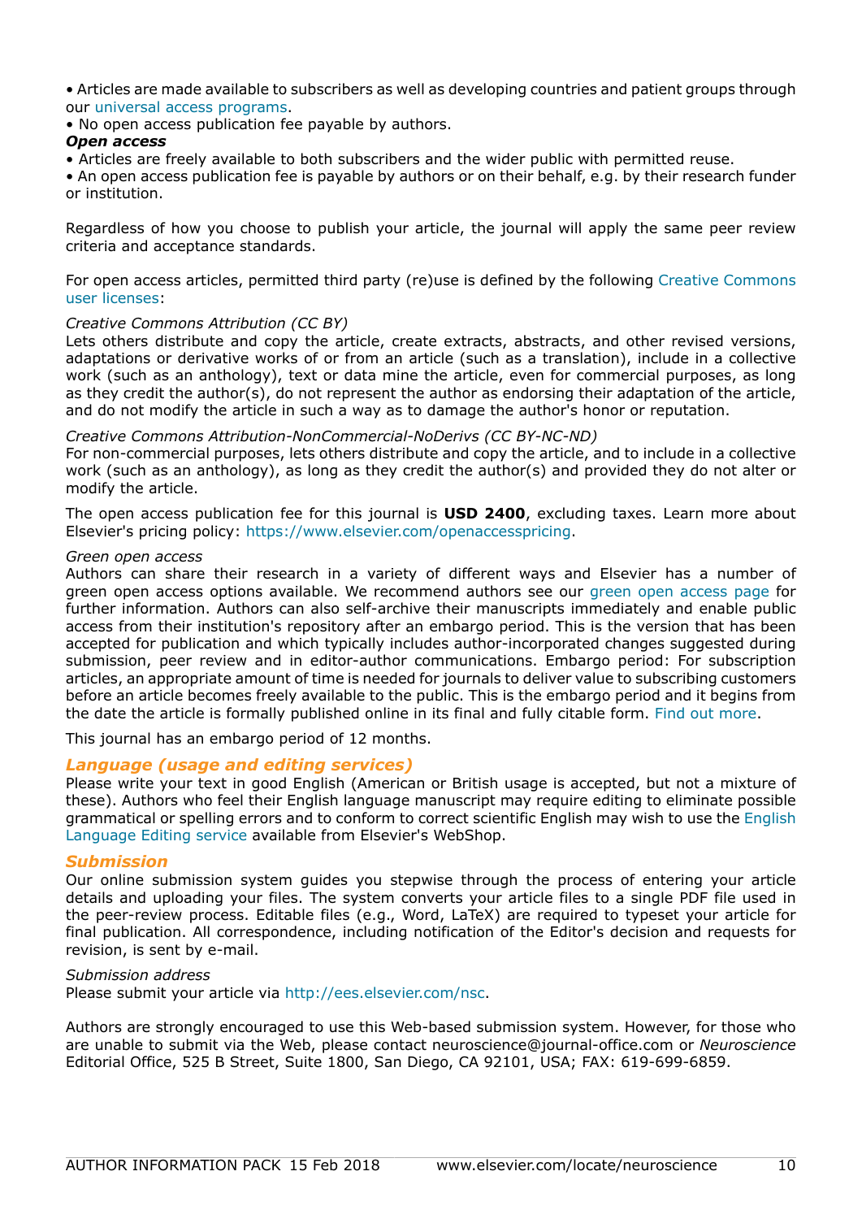• Articles are made available to subscribers as well as developing countries and patient groups through our universal access programs.
• No open access publication fee payable by authors.

***Open access***

• Articles are freely available to both subscribers and the wider public with permitted reuse.
• An open access publication fee is payable by authors or on their behalf, e.g. by their research funder or institution.

Regardless of how you choose to publish your article, the journal will apply the same peer review criteria and acceptance standards.

For open access articles, permitted third party (re)use is defined by the following Creative Commons user licenses:

*Creative Commons Attribution (CC BY)*
Lets others distribute and copy the article, create extracts, abstracts, and other revised versions, adaptations or derivative works of or from an article (such as a translation), include in a collective work (such as an anthology), text or data mine the article, even for commercial purposes, as long as they credit the author(s), do not represent the author as endorsing their adaptation of the article, and do not modify the article in such a way as to damage the author's honor or reputation.

*Creative Commons Attribution-NonCommercial-NoDerivs (CC BY-NC-ND)*
For non-commercial purposes, lets others distribute and copy the article, and to include in a collective work (such as an anthology), as long as they credit the author(s) and provided they do not alter or modify the article.

The open access publication fee for this journal is **USD 2400**, excluding taxes. Learn more about Elsevier's pricing policy: https://www.elsevier.com/openaccesspricing.

*Green open access*
Authors can share their research in a variety of different ways and Elsevier has a number of green open access options available. We recommend authors see our green open access page for further information. Authors can also self-archive their manuscripts immediately and enable public access from their institution's repository after an embargo period. This is the version that has been accepted for publication and which typically includes author-incorporated changes suggested during submission, peer review and in editor-author communications. Embargo period: For subscription articles, an appropriate amount of time is needed for journals to deliver value to subscribing customers before an article becomes freely available to the public. This is the embargo period and it begins from the date the article is formally published online in its final and fully citable form. Find out more.

This journal has an embargo period of 12 months.

### *Language (usage and editing services)*

Please write your text in good English (American or British usage is accepted, but not a mixture of these). Authors who feel their English language manuscript may require editing to eliminate possible grammatical or spelling errors and to conform to correct scientific English may wish to use the English Language Editing service available from Elsevier's WebShop.

### *Submission*

Our online submission system guides you stepwise through the process of entering your article details and uploading your files. The system converts your article files to a single PDF file used in the peer-review process. Editable files (e.g., Word, LaTeX) are required to typeset your article for final publication. All correspondence, including notification of the Editor's decision and requests for revision, is sent by e-mail.

*Submission address*
Please submit your article via http://ees.elsevier.com/nsc.

Authors are strongly encouraged to use this Web-based submission system. However, for those who are unable to submit via the Web, please contact neuroscience@journal-office.com or *Neuroscience* Editorial Office, 525 B Street, Suite 1800, San Diego, CA 92101, USA; FAX: 619-699-6859.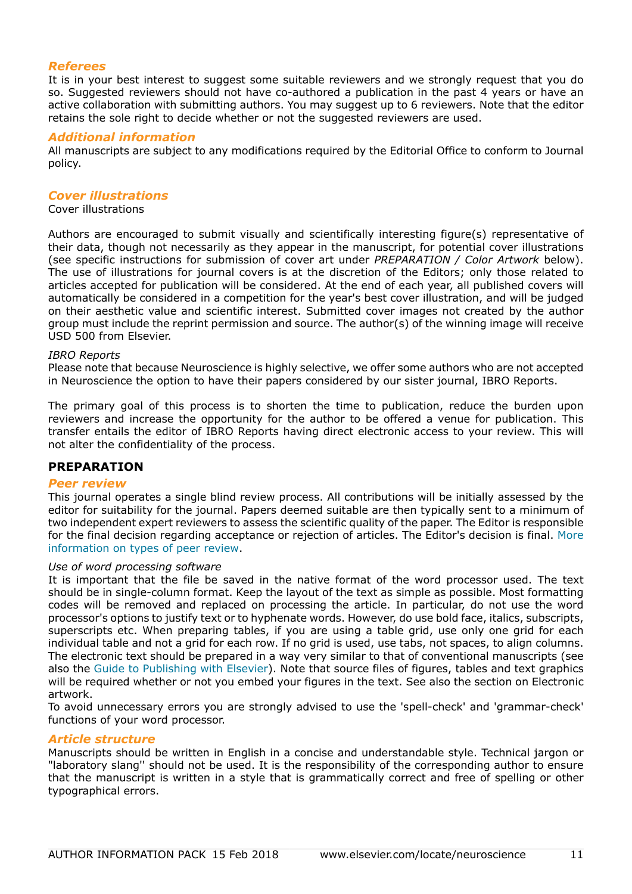### *Referees*

It is in your best interest to suggest some suitable reviewers and we strongly request that you do so. Suggested reviewers should not have co-authored a publication in the past 4 years or have an active collaboration with submitting authors. You may suggest up to 6 reviewers. Note that the editor retains the sole right to decide whether or not the suggested reviewers are used.

### *Additional information*

All manuscripts are subject to any modifications required by the Editorial Office to conform to Journal policy.

### *Cover illustrations*

Cover illustrations

Authors are encouraged to submit visually and scientifically interesting figure(s) representative of their data, though not necessarily as they appear in the manuscript, for potential cover illustrations (see specific instructions for submission of cover art under *PREPARATION / Color Artwork* below). The use of illustrations for journal covers is at the discretion of the Editors; only those related to articles accepted for publication will be considered. At the end of each year, all published covers will automatically be considered in a competition for the year's best cover illustration, and will be judged on their aesthetic value and scientific interest. Submitted cover images not created by the author group must include the reprint permission and source. The author(s) of the winning image will receive USD 500 from Elsevier.

*IBRO Reports*

Please note that because Neuroscience is highly selective, we offer some authors who are not accepted in Neuroscience the option to have their papers considered by our sister journal, IBRO Reports.

The primary goal of this process is to shorten the time to publication, reduce the burden upon reviewers and increase the opportunity for the author to be offered a venue for publication. This transfer entails the editor of IBRO Reports having direct electronic access to your review. This will not alter the confidentiality of the process.

## PREPARATION

### *Peer review*

This journal operates a single blind review process. All contributions will be initially assessed by the editor for suitability for the journal. Papers deemed suitable are then typically sent to a minimum of two independent expert reviewers to assess the scientific quality of the paper. The Editor is responsible for the final decision regarding acceptance or rejection of articles. The Editor's decision is final. More information on types of peer review.

*Use of word processing software*

It is important that the file be saved in the native format of the word processor used. The text should be in single-column format. Keep the layout of the text as simple as possible. Most formatting codes will be removed and replaced on processing the article. In particular, do not use the word processor's options to justify text or to hyphenate words. However, do use bold face, italics, subscripts, superscripts etc. When preparing tables, if you are using a table grid, use only one grid for each individual table and not a grid for each row. If no grid is used, use tabs, not spaces, to align columns. The electronic text should be prepared in a way very similar to that of conventional manuscripts (see also the Guide to Publishing with Elsevier). Note that source files of figures, tables and text graphics will be required whether or not you embed your figures in the text. See also the section on Electronic artwork.

To avoid unnecessary errors you are strongly advised to use the 'spell-check' and 'grammar-check' functions of your word processor.

### *Article structure*

Manuscripts should be written in English in a concise and understandable style. Technical jargon or "laboratory slang'' should not be used. It is the responsibility of the corresponding author to ensure that the manuscript is written in a style that is grammatically correct and free of spelling or other typographical errors.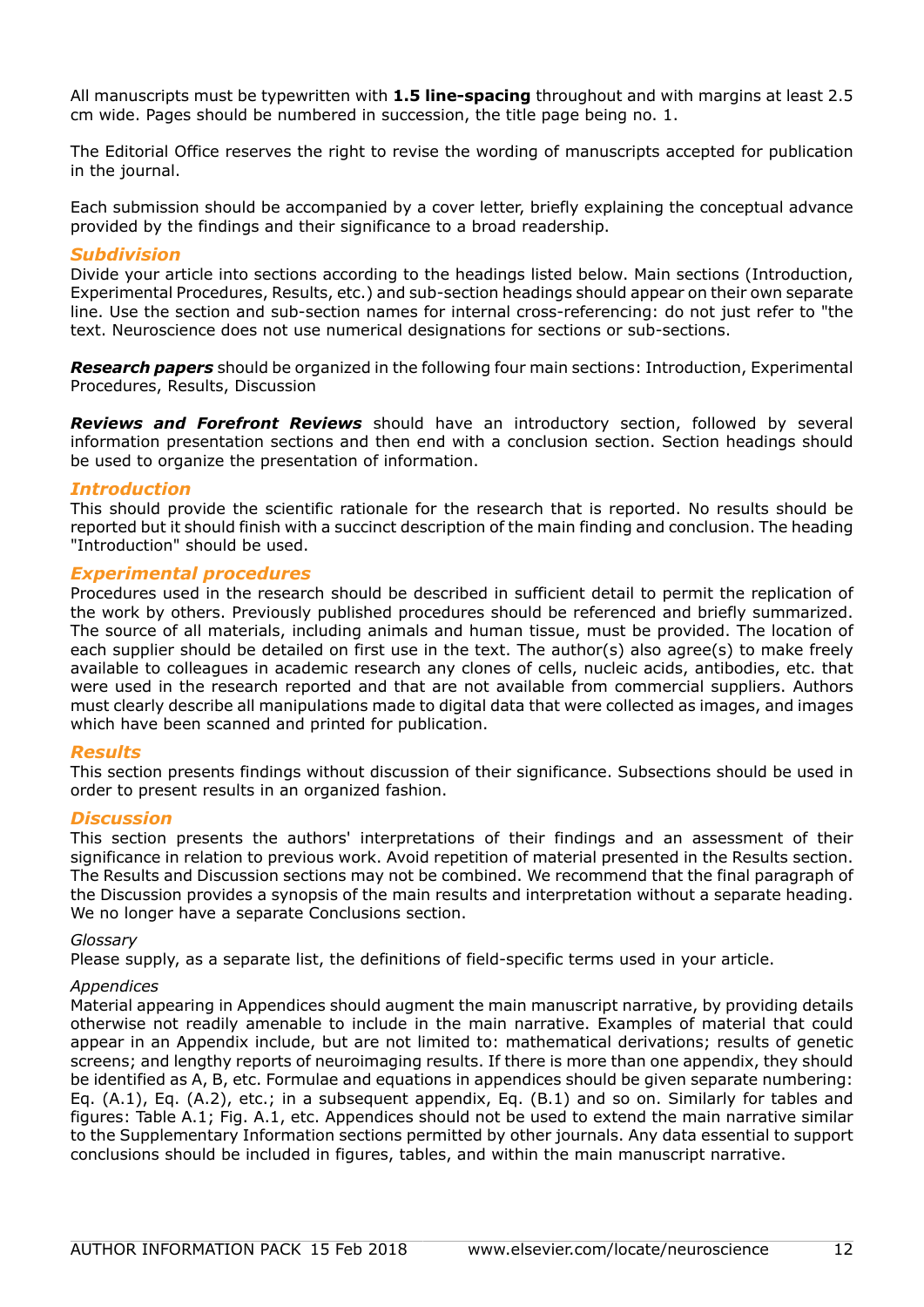All manuscripts must be typewritten with **1.5 line-spacing** throughout and with margins at least 2.5 cm wide. Pages should be numbered in succession, the title page being no. 1.

The Editorial Office reserves the right to revise the wording of manuscripts accepted for publication in the journal.

Each submission should be accompanied by a cover letter, briefly explaining the conceptual advance provided by the findings and their significance to a broad readership.

### *Subdivision*

Divide your article into sections according to the headings listed below. Main sections (Introduction, Experimental Procedures, Results, etc.) and sub-section headings should appear on their own separate line. Use the section and sub-section names for internal cross-referencing: do not just refer to "the text. Neuroscience does not use numerical designations for sections or sub-sections.

***Research papers*** should be organized in the following four main sections: Introduction, Experimental Procedures, Results, Discussion

***Reviews and Forefront Reviews*** should have an introductory section, followed by several information presentation sections and then end with a conclusion section. Section headings should be used to organize the presentation of information.

### *Introduction*

This should provide the scientific rationale for the research that is reported. No results should be reported but it should finish with a succinct description of the main finding and conclusion. The heading "Introduction" should be used.

### *Experimental procedures*

Procedures used in the research should be described in sufficient detail to permit the replication of the work by others. Previously published procedures should be referenced and briefly summarized. The source of all materials, including animals and human tissue, must be provided. The location of each supplier should be detailed on first use in the text. The author(s) also agree(s) to make freely available to colleagues in academic research any clones of cells, nucleic acids, antibodies, etc. that were used in the research reported and that are not available from commercial suppliers. Authors must clearly describe all manipulations made to digital data that were collected as images, and images which have been scanned and printed for publication.

### *Results*

This section presents findings without discussion of their significance. Subsections should be used in order to present results in an organized fashion.

### *Discussion*

This section presents the authors' interpretations of their findings and an assessment of their significance in relation to previous work. Avoid repetition of material presented in the Results section. The Results and Discussion sections may not be combined. We recommend that the final paragraph of the Discussion provides a synopsis of the main results and interpretation without a separate heading. We no longer have a separate Conclusions section.

*Glossary*

Please supply, as a separate list, the definitions of field-specific terms used in your article.

*Appendices*

Material appearing in Appendices should augment the main manuscript narrative, by providing details otherwise not readily amenable to include in the main narrative. Examples of material that could appear in an Appendix include, but are not limited to: mathematical derivations; results of genetic screens; and lengthy reports of neuroimaging results. If there is more than one appendix, they should be identified as A, B, etc. Formulae and equations in appendices should be given separate numbering: Eq. (A.1), Eq. (A.2), etc.; in a subsequent appendix, Eq. (B.1) and so on. Similarly for tables and figures: Table A.1; Fig. A.1, etc. Appendices should not be used to extend the main narrative similar to the Supplementary Information sections permitted by other journals. Any data essential to support conclusions should be included in figures, tables, and within the main manuscript narrative.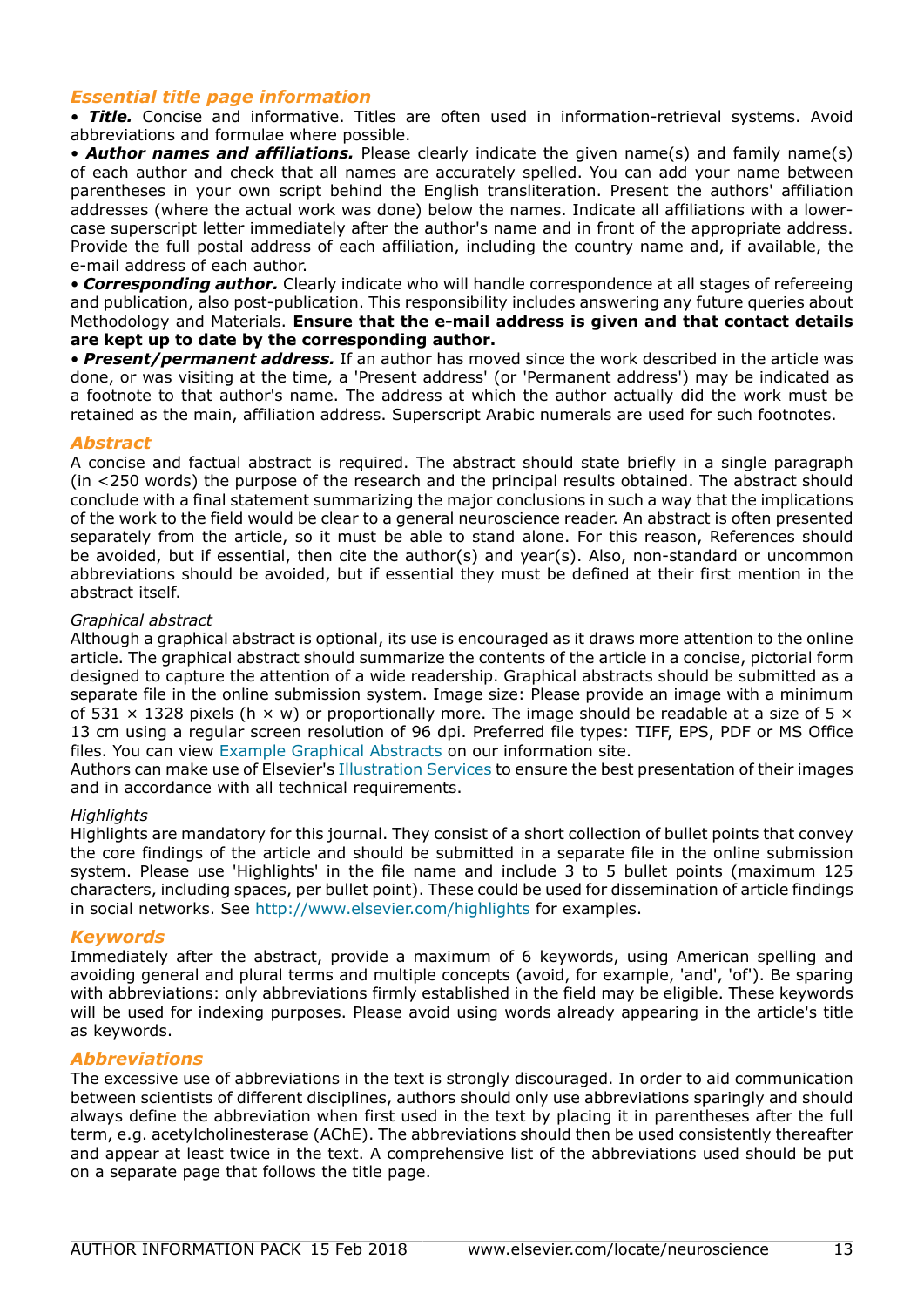### *Essential title page information*

• ***Title.*** Concise and informative. Titles are often used in information-retrieval systems. Avoid abbreviations and formulae where possible.

• ***Author names and affiliations.*** Please clearly indicate the given name(s) and family name(s) of each author and check that all names are accurately spelled. You can add your name between parentheses in your own script behind the English transliteration. Present the authors' affiliation addresses (where the actual work was done) below the names. Indicate all affiliations with a lower-case superscript letter immediately after the author's name and in front of the appropriate address. Provide the full postal address of each affiliation, including the country name and, if available, the e-mail address of each author.

• ***Corresponding author.*** Clearly indicate who will handle correspondence at all stages of refereeing and publication, also post-publication. This responsibility includes answering any future queries about Methodology and Materials. **Ensure that the e-mail address is given and that contact details are kept up to date by the corresponding author.**

• ***Present/permanent address.*** If an author has moved since the work described in the article was done, or was visiting at the time, a 'Present address' (or 'Permanent address') may be indicated as a footnote to that author's name. The address at which the author actually did the work must be retained as the main, affiliation address. Superscript Arabic numerals are used for such footnotes.

### *Abstract*

A concise and factual abstract is required. The abstract should state briefly in a single paragraph (in <250 words) the purpose of the research and the principal results obtained. The abstract should conclude with a final statement summarizing the major conclusions in such a way that the implications of the work to the field would be clear to a general neuroscience reader. An abstract is often presented separately from the article, so it must be able to stand alone. For this reason, References should be avoided, but if essential, then cite the author(s) and year(s). Also, non-standard or uncommon abbreviations should be avoided, but if essential they must be defined at their first mention in the abstract itself.

*Graphical abstract*

Although a graphical abstract is optional, its use is encouraged as it draws more attention to the online article. The graphical abstract should summarize the contents of the article in a concise, pictorial form designed to capture the attention of a wide readership. Graphical abstracts should be submitted as a separate file in the online submission system. Image size: Please provide an image with a minimum of 531 × 1328 pixels (h × w) or proportionally more. The image should be readable at a size of 5 × 13 cm using a regular screen resolution of 96 dpi. Preferred file types: TIFF, EPS, PDF or MS Office files. You can view Example Graphical Abstracts on our information site.

Authors can make use of Elsevier's Illustration Services to ensure the best presentation of their images and in accordance with all technical requirements.

*Highlights*

Highlights are mandatory for this journal. They consist of a short collection of bullet points that convey the core findings of the article and should be submitted in a separate file in the online submission system. Please use 'Highlights' in the file name and include 3 to 5 bullet points (maximum 125 characters, including spaces, per bullet point). These could be used for dissemination of article findings in social networks. See http://www.elsevier.com/highlights for examples.

### *Keywords*

Immediately after the abstract, provide a maximum of 6 keywords, using American spelling and avoiding general and plural terms and multiple concepts (avoid, for example, 'and', 'of'). Be sparing with abbreviations: only abbreviations firmly established in the field may be eligible. These keywords will be used for indexing purposes. Please avoid using words already appearing in the article's title as keywords.

### *Abbreviations*

The excessive use of abbreviations in the text is strongly discouraged. In order to aid communication between scientists of different disciplines, authors should only use abbreviations sparingly and should always define the abbreviation when first used in the text by placing it in parentheses after the full term, e.g. acetylcholinesterase (AChE). The abbreviations should then be used consistently thereafter and appear at least twice in the text. A comprehensive list of the abbreviations used should be put on a separate page that follows the title page.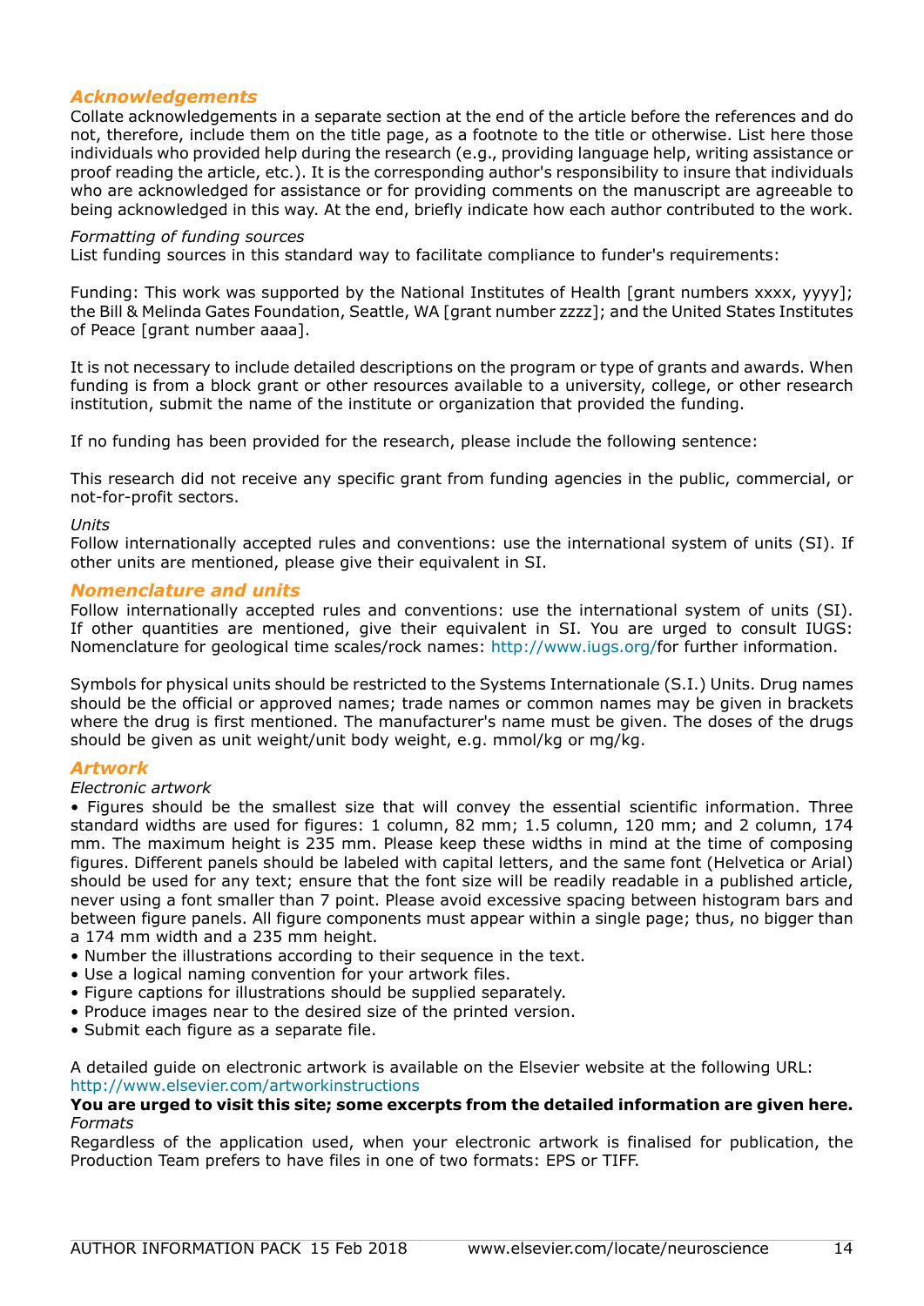## *Acknowledgements*

Collate acknowledgements in a separate section at the end of the article before the references and do not, therefore, include them on the title page, as a footnote to the title or otherwise. List here those individuals who provided help during the research (e.g., providing language help, writing assistance or proof reading the article, etc.). It is the corresponding author's responsibility to insure that individuals who are acknowledged for assistance or for providing comments on the manuscript are agreeable to being acknowledged in this way. At the end, briefly indicate how each author contributed to the work.

*Formatting of funding sources*

List funding sources in this standard way to facilitate compliance to funder's requirements:

Funding: This work was supported by the National Institutes of Health [grant numbers xxxx, yyyy]; the Bill & Melinda Gates Foundation, Seattle, WA [grant number zzzz]; and the United States Institutes of Peace [grant number aaaa].

It is not necessary to include detailed descriptions on the program or type of grants and awards. When funding is from a block grant or other resources available to a university, college, or other research institution, submit the name of the institute or organization that provided the funding.

If no funding has been provided for the research, please include the following sentence:

This research did not receive any specific grant from funding agencies in the public, commercial, or not-for-profit sectors.

*Units*

Follow internationally accepted rules and conventions: use the international system of units (SI). If other units are mentioned, please give their equivalent in SI.

## *Nomenclature and units*

Follow internationally accepted rules and conventions: use the international system of units (SI). If other quantities are mentioned, give their equivalent in SI. You are urged to consult IUGS: Nomenclature for geological time scales/rock names: http://www.iugs.org/for further information.

Symbols for physical units should be restricted to the Systems Internationale (S.I.) Units. Drug names should be the official or approved names; trade names or common names may be given in brackets where the drug is first mentioned. The manufacturer's name must be given. The doses of the drugs should be given as unit weight/unit body weight, e.g. mmol/kg or mg/kg.

## *Artwork*

*Electronic artwork*

- Figures should be the smallest size that will convey the essential scientific information. Three standard widths are used for figures: 1 column, 82 mm; 1.5 column, 120 mm; and 2 column, 174 mm. The maximum height is 235 mm. Please keep these widths in mind at the time of composing figures. Different panels should be labeled with capital letters, and the same font (Helvetica or Arial) should be used for any text; ensure that the font size will be readily readable in a published article, never using a font smaller than 7 point. Please avoid excessive spacing between histogram bars and between figure panels. All figure components must appear within a single page; thus, no bigger than a 174 mm width and a 235 mm height.
- Number the illustrations according to their sequence in the text.
- Use a logical naming convention for your artwork files.
- Figure captions for illustrations should be supplied separately.
- Produce images near to the desired size of the printed version.
- Submit each figure as a separate file.

A detailed guide on electronic artwork is available on the Elsevier website at the following URL: http://www.elsevier.com/artworkinstructions

**You are urged to visit this site; some excerpts from the detailed information are given here.**

*Formats*

Regardless of the application used, when your electronic artwork is finalised for publication, the Production Team prefers to have files in one of two formats: EPS or TIFF.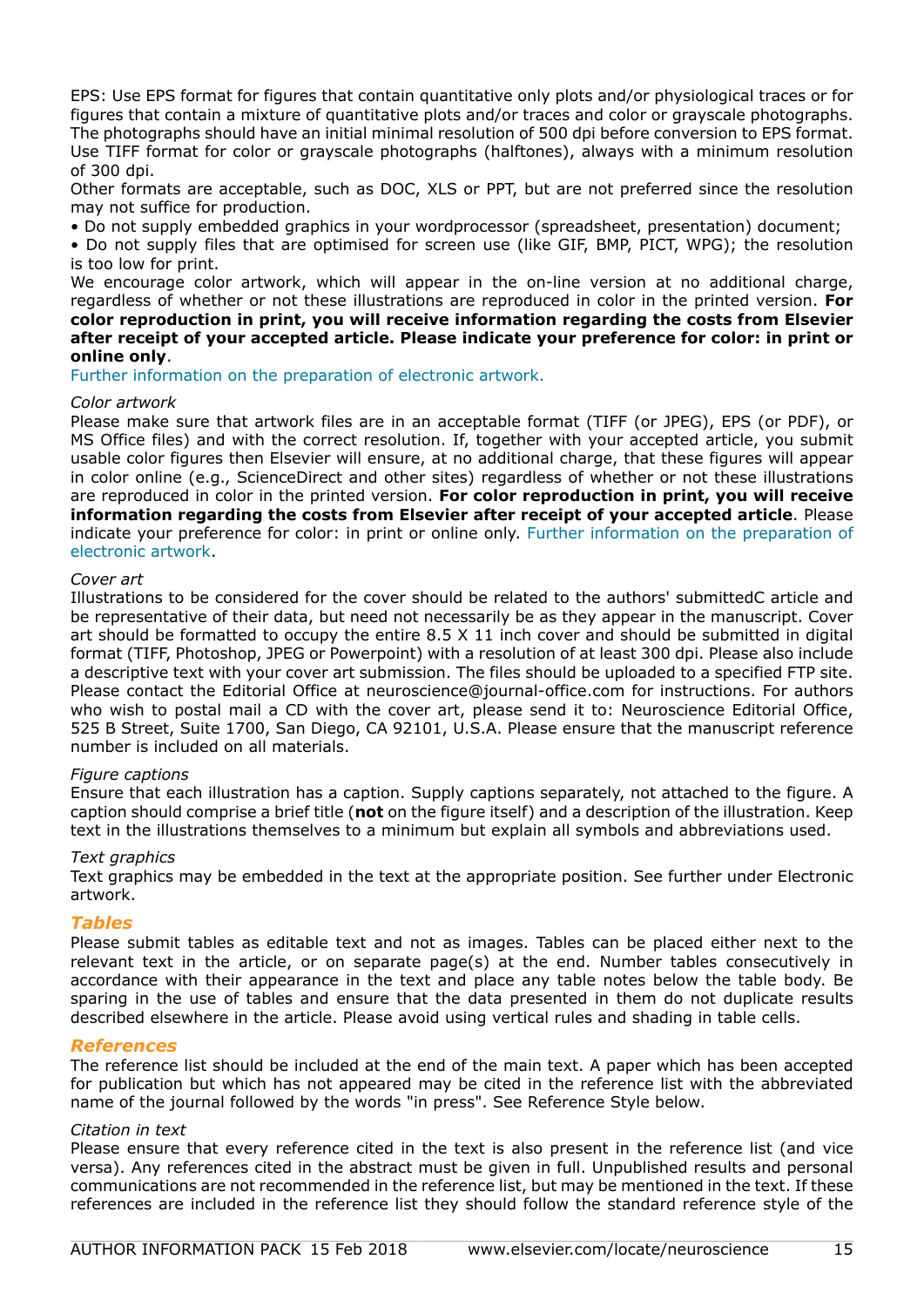EPS: Use EPS format for figures that contain quantitative only plots and/or physiological traces or for figures that contain a mixture of quantitative plots and/or traces and color or grayscale photographs. The photographs should have an initial minimal resolution of 500 dpi before conversion to EPS format. Use TIFF format for color or grayscale photographs (halftones), always with a minimum resolution of 300 dpi.
Other formats are acceptable, such as DOC, XLS or PPT, but are not preferred since the resolution may not suffice for production.

• Do not supply embedded graphics in your wordprocessor (spreadsheet, presentation) document;
• Do not supply files that are optimised for screen use (like GIF, BMP, PICT, WPG); the resolution is too low for print.

We encourage color artwork, which will appear in the on-line version at no additional charge, regardless of whether or not these illustrations are reproduced in color in the printed version. **For color reproduction in print, you will receive information regarding the costs from Elsevier after receipt of your accepted article. Please indicate your preference for color: in print or online only**.
Further information on the preparation of electronic artwork.

*Color artwork*
Please make sure that artwork files are in an acceptable format (TIFF (or JPEG), EPS (or PDF), or MS Office files) and with the correct resolution. If, together with your accepted article, you submit usable color figures then Elsevier will ensure, at no additional charge, that these figures will appear in color online (e.g., ScienceDirect and other sites) regardless of whether or not these illustrations are reproduced in color in the printed version. **For color reproduction in print, you will receive information regarding the costs from Elsevier after receipt of your accepted article**. Please indicate your preference for color: in print or online only. Further information on the preparation of electronic artwork.

*Cover art*
Illustrations to be considered for the cover should be related to the authors' submittedC article and be representative of their data, but need not necessarily be as they appear in the manuscript. Cover art should be formatted to occupy the entire 8.5 X 11 inch cover and should be submitted in digital format (TIFF, Photoshop, JPEG or Powerpoint) with a resolution of at least 300 dpi. Please also include a descriptive text with your cover art submission. The files should be uploaded to a specified FTP site. Please contact the Editorial Office at neuroscience@journal-office.com for instructions. For authors who wish to postal mail a CD with the cover art, please send it to: Neuroscience Editorial Office, 525 B Street, Suite 1700, San Diego, CA 92101, U.S.A. Please ensure that the manuscript reference number is included on all materials.

*Figure captions*
Ensure that each illustration has a caption. Supply captions separately, not attached to the figure. A caption should comprise a brief title (**not** on the figure itself) and a description of the illustration. Keep text in the illustrations themselves to a minimum but explain all symbols and abbreviations used.

*Text graphics*
Text graphics may be embedded in the text at the appropriate position. See further under Electronic artwork.

### *Tables*
Please submit tables as editable text and not as images. Tables can be placed either next to the relevant text in the article, or on separate page(s) at the end. Number tables consecutively in accordance with their appearance in the text and place any table notes below the table body. Be sparing in the use of tables and ensure that the data presented in them do not duplicate results described elsewhere in the article. Please avoid using vertical rules and shading in table cells.

### *References*
The reference list should be included at the end of the main text. A paper which has been accepted for publication but which has not appeared may be cited in the reference list with the abbreviated name of the journal followed by the words "in press". See Reference Style below.

*Citation in text*
Please ensure that every reference cited in the text is also present in the reference list (and vice versa). Any references cited in the abstract must be given in full. Unpublished results and personal communications are not recommended in the reference list, but may be mentioned in the text. If these references are included in the reference list they should follow the standard reference style of the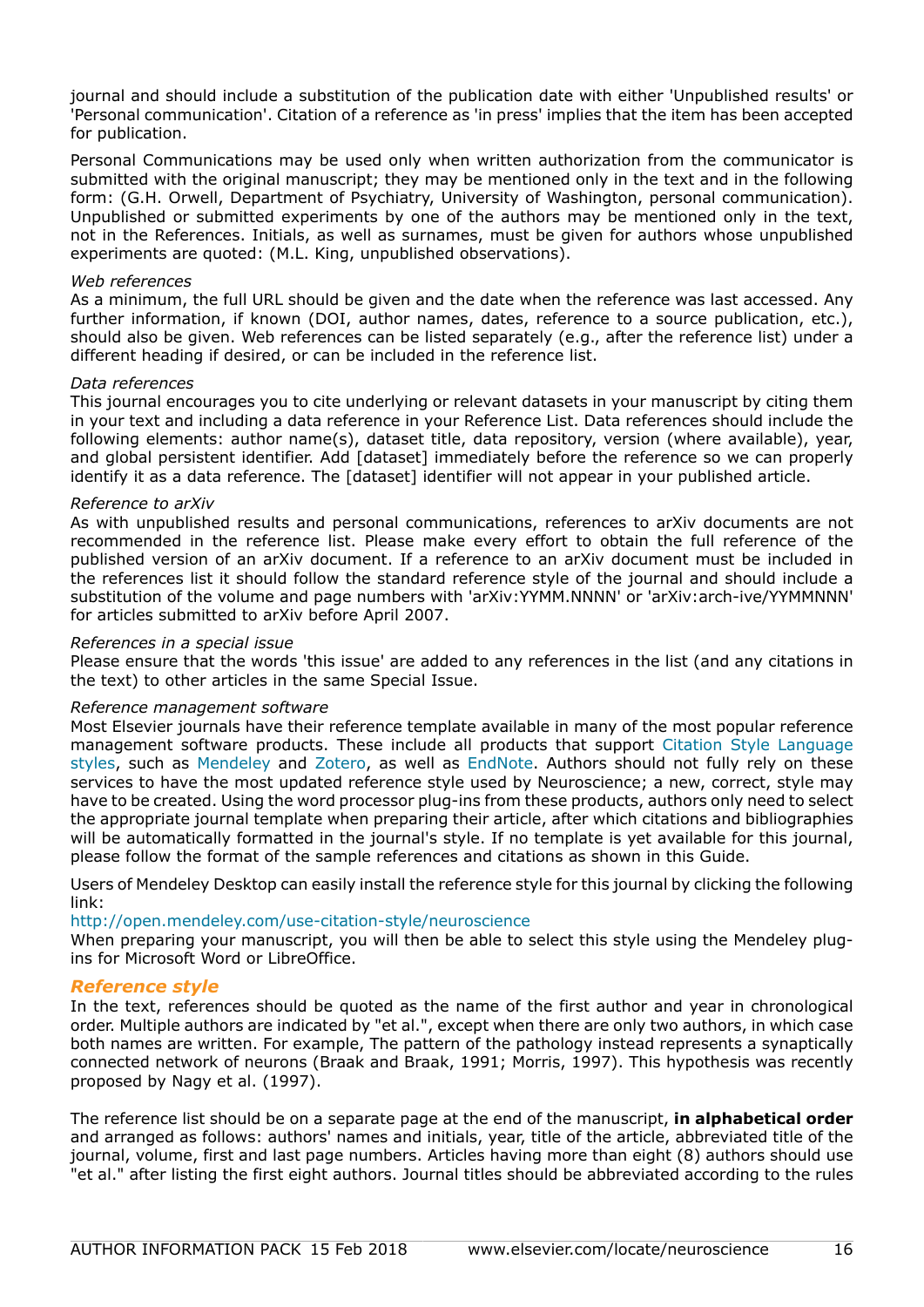journal and should include a substitution of the publication date with either 'Unpublished results' or 'Personal communication'. Citation of a reference as 'in press' implies that the item has been accepted for publication.

Personal Communications may be used only when written authorization from the communicator is submitted with the original manuscript; they may be mentioned only in the text and in the following form: (G.H. Orwell, Department of Psychiatry, University of Washington, personal communication). Unpublished or submitted experiments by one of the authors may be mentioned only in the text, not in the References. Initials, as well as surnames, must be given for authors whose unpublished experiments are quoted: (M.L. King, unpublished observations).

*Web references*
As a minimum, the full URL should be given and the date when the reference was last accessed. Any further information, if known (DOI, author names, dates, reference to a source publication, etc.), should also be given. Web references can be listed separately (e.g., after the reference list) under a different heading if desired, or can be included in the reference list.

*Data references*
This journal encourages you to cite underlying or relevant datasets in your manuscript by citing them in your text and including a data reference in your Reference List. Data references should include the following elements: author name(s), dataset title, data repository, version (where available), year, and global persistent identifier. Add [dataset] immediately before the reference so we can properly identify it as a data reference. The [dataset] identifier will not appear in your published article.

*Reference to arXiv*
As with unpublished results and personal communications, references to arXiv documents are not recommended in the reference list. Please make every effort to obtain the full reference of the published version of an arXiv document. If a reference to an arXiv document must be included in the references list it should follow the standard reference style of the journal and should include a substitution of the volume and page numbers with 'arXiv:YYMM.NNNN' or 'arXiv:arch-ive/YYMMNNN' for articles submitted to arXiv before April 2007.

*References in a special issue*
Please ensure that the words 'this issue' are added to any references in the list (and any citations in the text) to other articles in the same Special Issue.

*Reference management software*
Most Elsevier journals have their reference template available in many of the most popular reference management software products. These include all products that support Citation Style Language styles, such as Mendeley and Zotero, as well as EndNote. Authors should not fully rely on these services to have the most updated reference style used by Neuroscience; a new, correct, style may have to be created. Using the word processor plug-ins from these products, authors only need to select the appropriate journal template when preparing their article, after which citations and bibliographies will be automatically formatted in the journal's style. If no template is yet available for this journal, please follow the format of the sample references and citations as shown in this Guide.

Users of Mendeley Desktop can easily install the reference style for this journal by clicking the following link:
http://open.mendeley.com/use-citation-style/neuroscience
When preparing your manuscript, you will then be able to select this style using the Mendeley plug-ins for Microsoft Word or LibreOffice.

### *Reference style*

In the text, references should be quoted as the name of the first author and year in chronological order. Multiple authors are indicated by "et al.", except when there are only two authors, in which case both names are written. For example, The pattern of the pathology instead represents a synaptically connected network of neurons (Braak and Braak, 1991; Morris, 1997). This hypothesis was recently proposed by Nagy et al. (1997).

The reference list should be on a separate page at the end of the manuscript, **in alphabetical order** and arranged as follows: authors' names and initials, year, title of the article, abbreviated title of the journal, volume, first and last page numbers. Articles having more than eight (8) authors should use "et al." after listing the first eight authors. Journal titles should be abbreviated according to the rules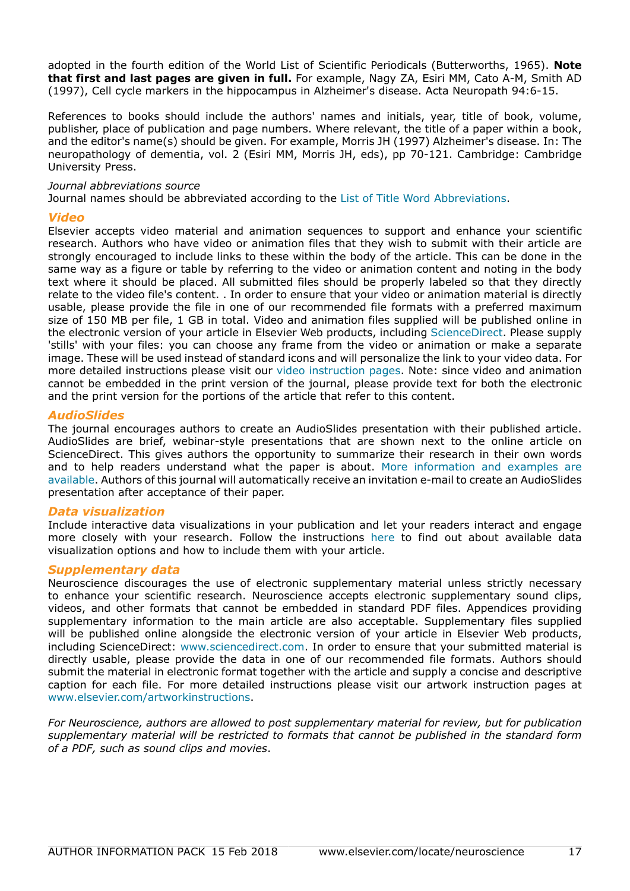adopted in the fourth edition of the World List of Scientific Periodicals (Butterworths, 1965). **Note that first and last pages are given in full.** For example, Nagy ZA, Esiri MM, Cato A-M, Smith AD (1997), Cell cycle markers in the hippocampus in Alzheimer's disease. Acta Neuropath 94:6-15.

References to books should include the authors' names and initials, year, title of book, volume, publisher, place of publication and page numbers. Where relevant, the title of a paper within a book, and the editor's name(s) should be given. For example, Morris JH (1997) Alzheimer's disease. In: The neuropathology of dementia, vol. 2 (Esiri MM, Morris JH, eds), pp 70-121. Cambridge: Cambridge University Press.

*Journal abbreviations source*
Journal names should be abbreviated according to the List of Title Word Abbreviations.

### *Video*

Elsevier accepts video material and animation sequences to support and enhance your scientific research. Authors who have video or animation files that they wish to submit with their article are strongly encouraged to include links to these within the body of the article. This can be done in the same way as a figure or table by referring to the video or animation content and noting in the body text where it should be placed. All submitted files should be properly labeled so that they directly relate to the video file's content. . In order to ensure that your video or animation material is directly usable, please provide the file in one of our recommended file formats with a preferred maximum size of 150 MB per file, 1 GB in total. Video and animation files supplied will be published online in the electronic version of your article in Elsevier Web products, including ScienceDirect. Please supply 'stills' with your files: you can choose any frame from the video or animation or make a separate image. These will be used instead of standard icons and will personalize the link to your video data. For more detailed instructions please visit our video instruction pages. Note: since video and animation cannot be embedded in the print version of the journal, please provide text for both the electronic and the print version for the portions of the article that refer to this content.

### *AudioSlides*

The journal encourages authors to create an AudioSlides presentation with their published article. AudioSlides are brief, webinar-style presentations that are shown next to the online article on ScienceDirect. This gives authors the opportunity to summarize their research in their own words and to help readers understand what the paper is about. More information and examples are available. Authors of this journal will automatically receive an invitation e-mail to create an AudioSlides presentation after acceptance of their paper.

### *Data visualization*

Include interactive data visualizations in your publication and let your readers interact and engage more closely with your research. Follow the instructions here to find out about available data visualization options and how to include them with your article.

### *Supplementary data*

Neuroscience discourages the use of electronic supplementary material unless strictly necessary to enhance your scientific research. Neuroscience accepts electronic supplementary sound clips, videos, and other formats that cannot be embedded in standard PDF files. Appendices providing supplementary information to the main article are also acceptable. Supplementary files supplied will be published online alongside the electronic version of your article in Elsevier Web products, including ScienceDirect: www.sciencedirect.com. In order to ensure that your submitted material is directly usable, please provide the data in one of our recommended file formats. Authors should submit the material in electronic format together with the article and supply a concise and descriptive caption for each file. For more detailed instructions please visit our artwork instruction pages at www.elsevier.com/artworkinstructions.

*For Neuroscience, authors are allowed to post supplementary material for review, but for publication supplementary material will be restricted to formats that cannot be published in the standard form of a PDF, such as sound clips and movies.*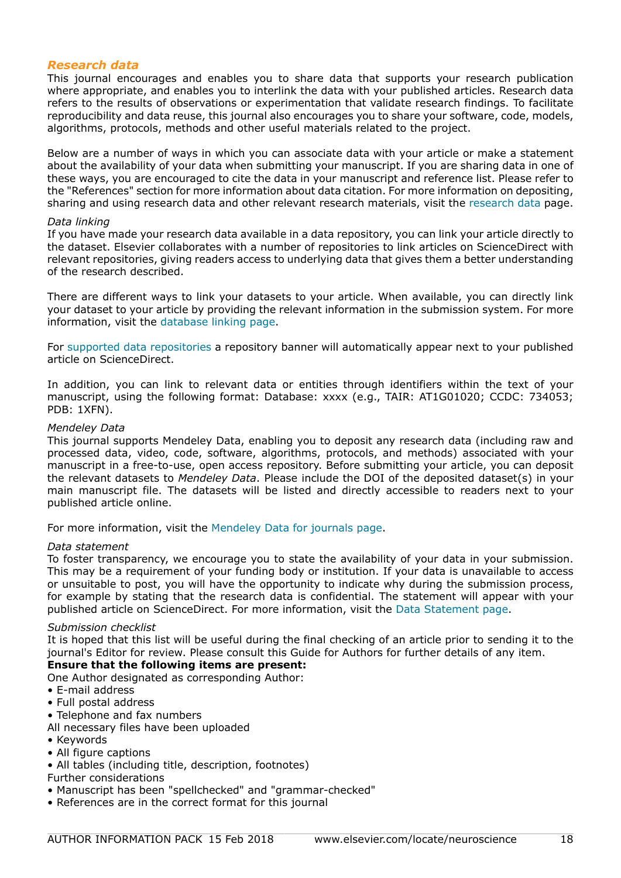### *Research data*

This journal encourages and enables you to share data that supports your research publication where appropriate, and enables you to interlink the data with your published articles. Research data refers to the results of observations or experimentation that validate research findings. To facilitate reproducibility and data reuse, this journal also encourages you to share your software, code, models, algorithms, protocols, methods and other useful materials related to the project.

Below are a number of ways in which you can associate data with your article or make a statement about the availability of your data when submitting your manuscript. If you are sharing data in one of these ways, you are encouraged to cite the data in your manuscript and reference list. Please refer to the "References" section for more information about data citation. For more information on depositing, sharing and using research data and other relevant research materials, visit the research data page.

*Data linking*

If you have made your research data available in a data repository, you can link your article directly to the dataset. Elsevier collaborates with a number of repositories to link articles on ScienceDirect with relevant repositories, giving readers access to underlying data that gives them a better understanding of the research described.

There are different ways to link your datasets to your article. When available, you can directly link your dataset to your article by providing the relevant information in the submission system. For more information, visit the database linking page.

For supported data repositories a repository banner will automatically appear next to your published article on ScienceDirect.

In addition, you can link to relevant data or entities through identifiers within the text of your manuscript, using the following format: Database: xxxx (e.g., TAIR: AT1G01020; CCDC: 734053; PDB: 1XFN).

*Mendeley Data*

This journal supports Mendeley Data, enabling you to deposit any research data (including raw and processed data, video, code, software, algorithms, protocols, and methods) associated with your manuscript in a free-to-use, open access repository. Before submitting your article, you can deposit the relevant datasets to *Mendeley Data*. Please include the DOI of the deposited dataset(s) in your main manuscript file. The datasets will be listed and directly accessible to readers next to your published article online.

For more information, visit the Mendeley Data for journals page.

*Data statement*

To foster transparency, we encourage you to state the availability of your data in your submission. This may be a requirement of your funding body or institution. If your data is unavailable to access or unsuitable to post, you will have the opportunity to indicate why during the submission process, for example by stating that the research data is confidential. The statement will appear with your published article on ScienceDirect. For more information, visit the Data Statement page.

*Submission checklist*

It is hoped that this list will be useful during the final checking of an article prior to sending it to the journal's Editor for review. Please consult this Guide for Authors for further details of any item.

**Ensure that the following items are present:**

One Author designated as corresponding Author:
- E-mail address
- Full postal address
- Telephone and fax numbers

All necessary files have been uploaded
- Keywords
- All figure captions
- All tables (including title, description, footnotes)

Further considerations
- Manuscript has been "spellchecked" and "grammar-checked"
- References are in the correct format for this journal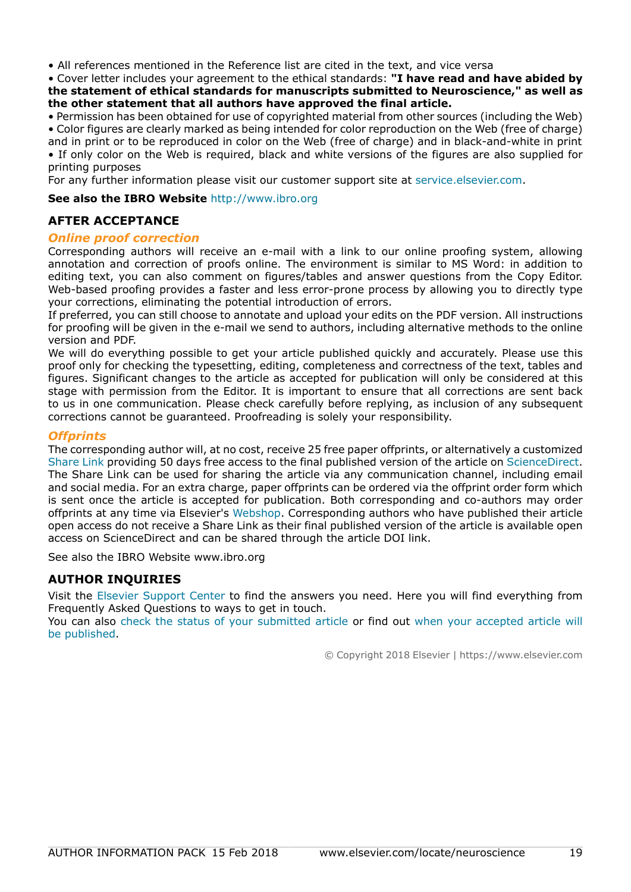- All references mentioned in the Reference list are cited in the text, and vice versa
- Cover letter includes your agreement to the ethical standards: **"I have read and have abided by the statement of ethical standards for manuscripts submitted to Neuroscience," as well as the other statement that all authors have approved the final article.**
- Permission has been obtained for use of copyrighted material from other sources (including the Web)
- Color figures are clearly marked as being intended for color reproduction on the Web (free of charge) and in print or to be reproduced in color on the Web (free of charge) and in black-and-white in print
- If only color on the Web is required, black and white versions of the figures are also supplied for printing purposes

For any further information please visit our customer support site at service.elsevier.com.

**See also the IBRO Website** http://www.ibro.org

## AFTER ACCEPTANCE

### *Online proof correction*

Corresponding authors will receive an e-mail with a link to our online proofing system, allowing annotation and correction of proofs online. The environment is similar to MS Word: in addition to editing text, you can also comment on figures/tables and answer questions from the Copy Editor. Web-based proofing provides a faster and less error-prone process by allowing you to directly type your corrections, eliminating the potential introduction of errors.
If preferred, you can still choose to annotate and upload your edits on the PDF version. All instructions for proofing will be given in the e-mail we send to authors, including alternative methods to the online version and PDF.
We will do everything possible to get your article published quickly and accurately. Please use this proof only for checking the typesetting, editing, completeness and correctness of the text, tables and figures. Significant changes to the article as accepted for publication will only be considered at this stage with permission from the Editor. It is important to ensure that all corrections are sent back to us in one communication. Please check carefully before replying, as inclusion of any subsequent corrections cannot be guaranteed. Proofreading is solely your responsibility.

### *Offprints*

The corresponding author will, at no cost, receive 25 free paper offprints, or alternatively a customized Share Link providing 50 days free access to the final published version of the article on ScienceDirect. The Share Link can be used for sharing the article via any communication channel, including email and social media. For an extra charge, paper offprints can be ordered via the offprint order form which is sent once the article is accepted for publication. Both corresponding and co-authors may order offprints at any time via Elsevier's Webshop. Corresponding authors who have published their article open access do not receive a Share Link as their final published version of the article is available open access on ScienceDirect and can be shared through the article DOI link.

See also the IBRO Website www.ibro.org

## AUTHOR INQUIRIES

Visit the Elsevier Support Center to find the answers you need. Here you will find everything from Frequently Asked Questions to ways to get in touch.
You can also check the status of your submitted article or find out when your accepted article will be published.

© Copyright 2018 Elsevier | https://www.elsevier.com